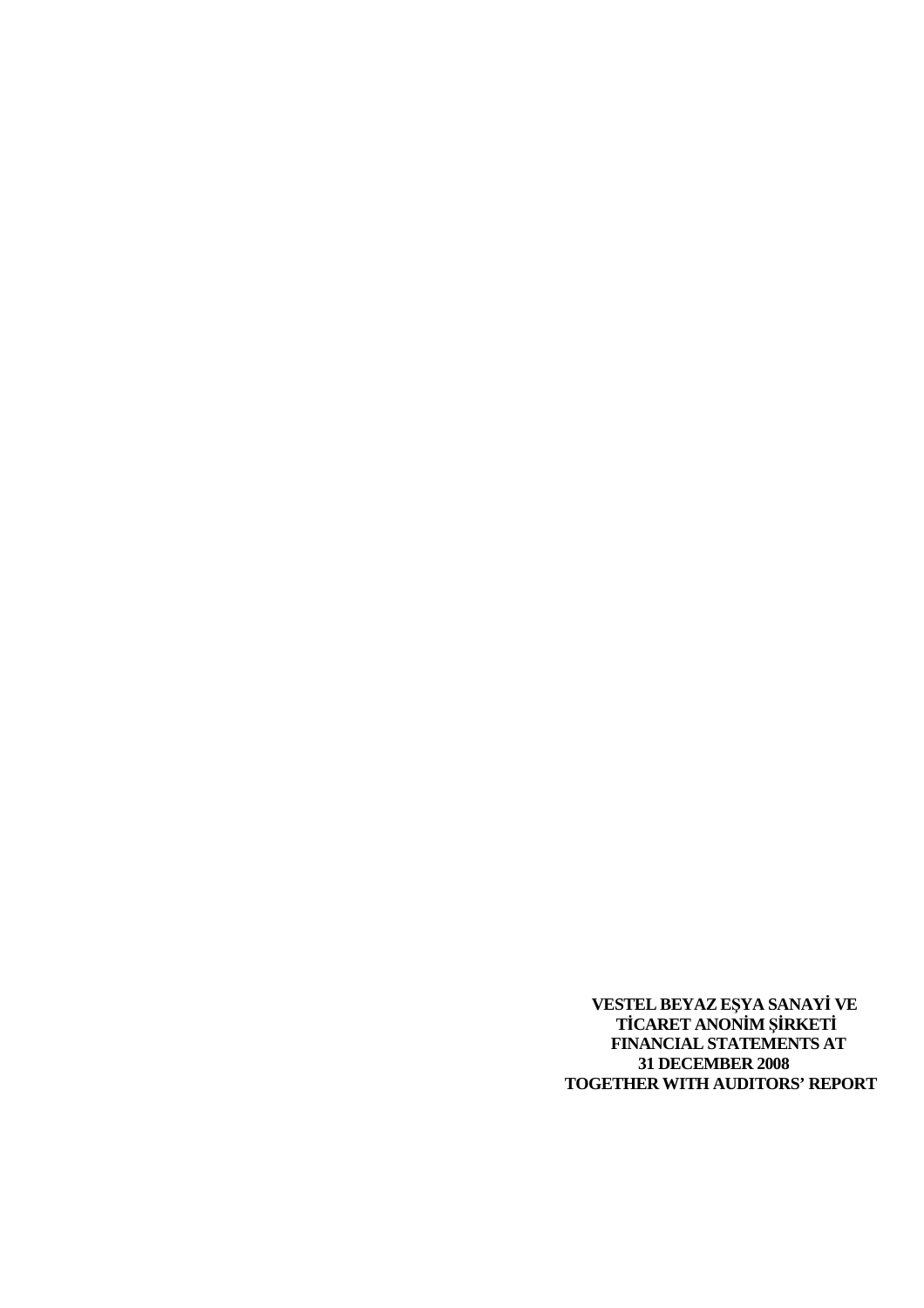**VESTEL BEYAZ EŞYA SANAYİ VE TİCARET ANONİM ŞİRKETİ FINANCIAL STATEMENTS AT 31 DECEMBER 2008 TOGETHER WITH AUDITORS' REPORT**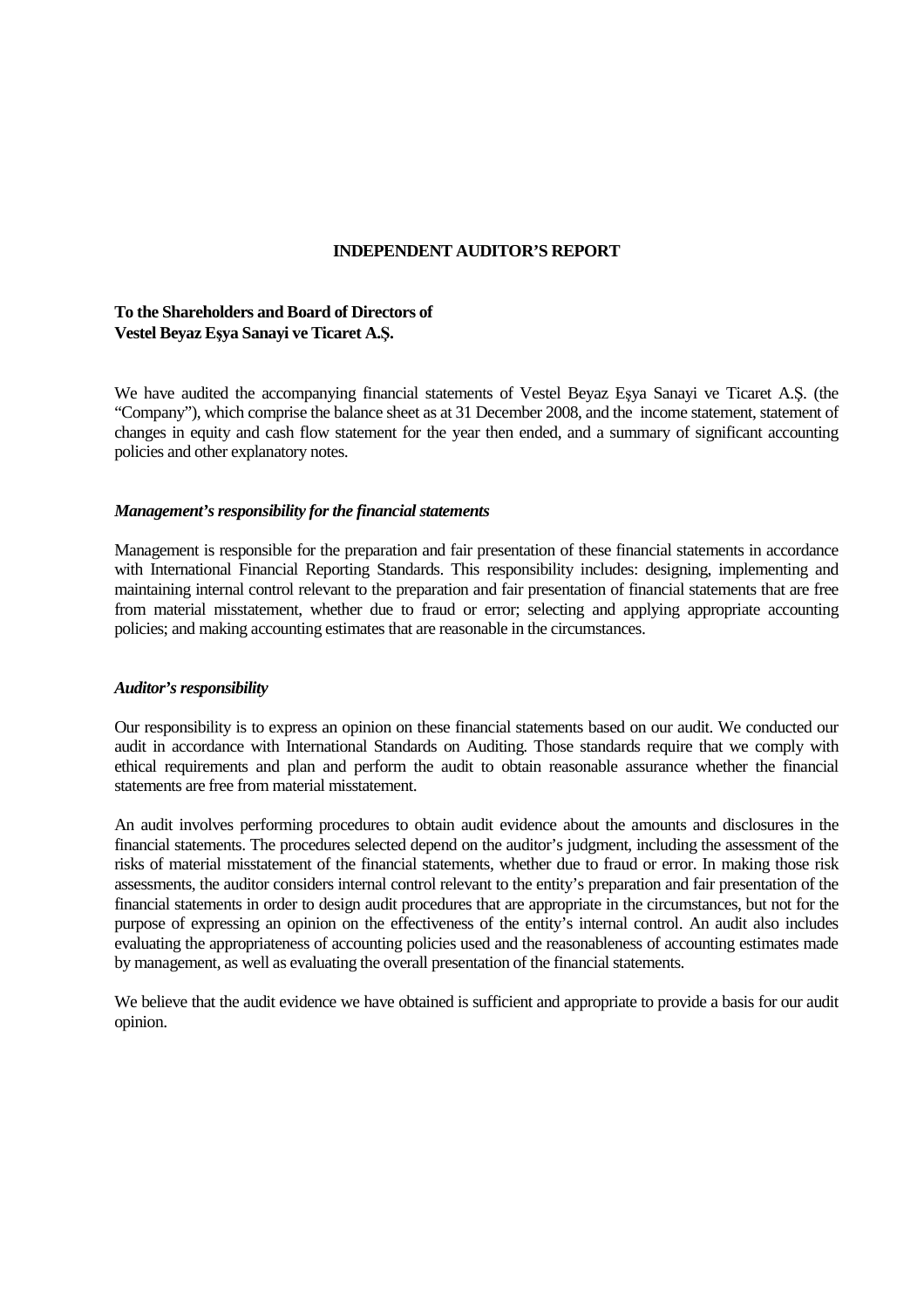# INDEPENDENT AUDITOR'S REPORT

**To the Shareholders and Board of Directors of**
**Vestel Beyaz Eşya Sanayi ve Ticaret A.Ş.**

We have audited the accompanying financial statements of Vestel Beyaz Eşya Sanayi ve Ticaret A.Ş. (the "Company"), which comprise the balance sheet as at 31 December 2008, and the income statement, statement of changes in equity and cash flow statement for the year then ended, and a summary of significant accounting policies and other explanatory notes.

***Management's responsibility for the financial statements***

Management is responsible for the preparation and fair presentation of these financial statements in accordance with International Financial Reporting Standards. This responsibility includes: designing, implementing and maintaining internal control relevant to the preparation and fair presentation of financial statements that are free from material misstatement, whether due to fraud or error; selecting and applying appropriate accounting policies; and making accounting estimates that are reasonable in the circumstances.

***Auditor's responsibility***

Our responsibility is to express an opinion on these financial statements based on our audit. We conducted our audit in accordance with International Standards on Auditing. Those standards require that we comply with ethical requirements and plan and perform the audit to obtain reasonable assurance whether the financial statements are free from material misstatement.

An audit involves performing procedures to obtain audit evidence about the amounts and disclosures in the financial statements. The procedures selected depend on the auditor's judgment, including the assessment of the risks of material misstatement of the financial statements, whether due to fraud or error. In making those risk assessments, the auditor considers internal control relevant to the entity's preparation and fair presentation of the financial statements in order to design audit procedures that are appropriate in the circumstances, but not for the purpose of expressing an opinion on the effectiveness of the entity's internal control. An audit also includes evaluating the appropriateness of accounting policies used and the reasonableness of accounting estimates made by management, as well as evaluating the overall presentation of the financial statements.

We believe that the audit evidence we have obtained is sufficient and appropriate to provide a basis for our audit opinion.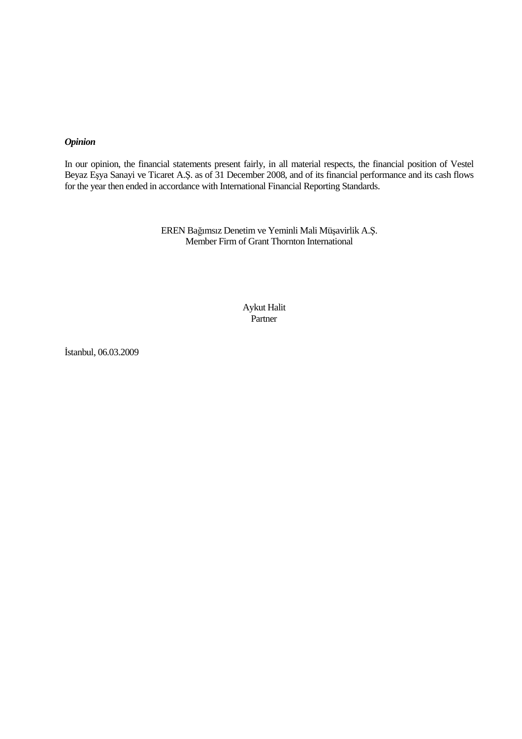***Opinion***

In our opinion, the financial statements present fairly, in all material respects, the financial position of Vestel Beyaz Eşya Sanayi ve Ticaret A.Ş. as of 31 December 2008, and of its financial performance and its cash flows for the year then ended in accordance with International Financial Reporting Standards.

EREN Bağımsız Denetim ve Yeminli Mali Müşavirlik A.Ş.
Member Firm of Grant Thornton International

Aykut Halit
Partner

İstanbul, 06.03.2009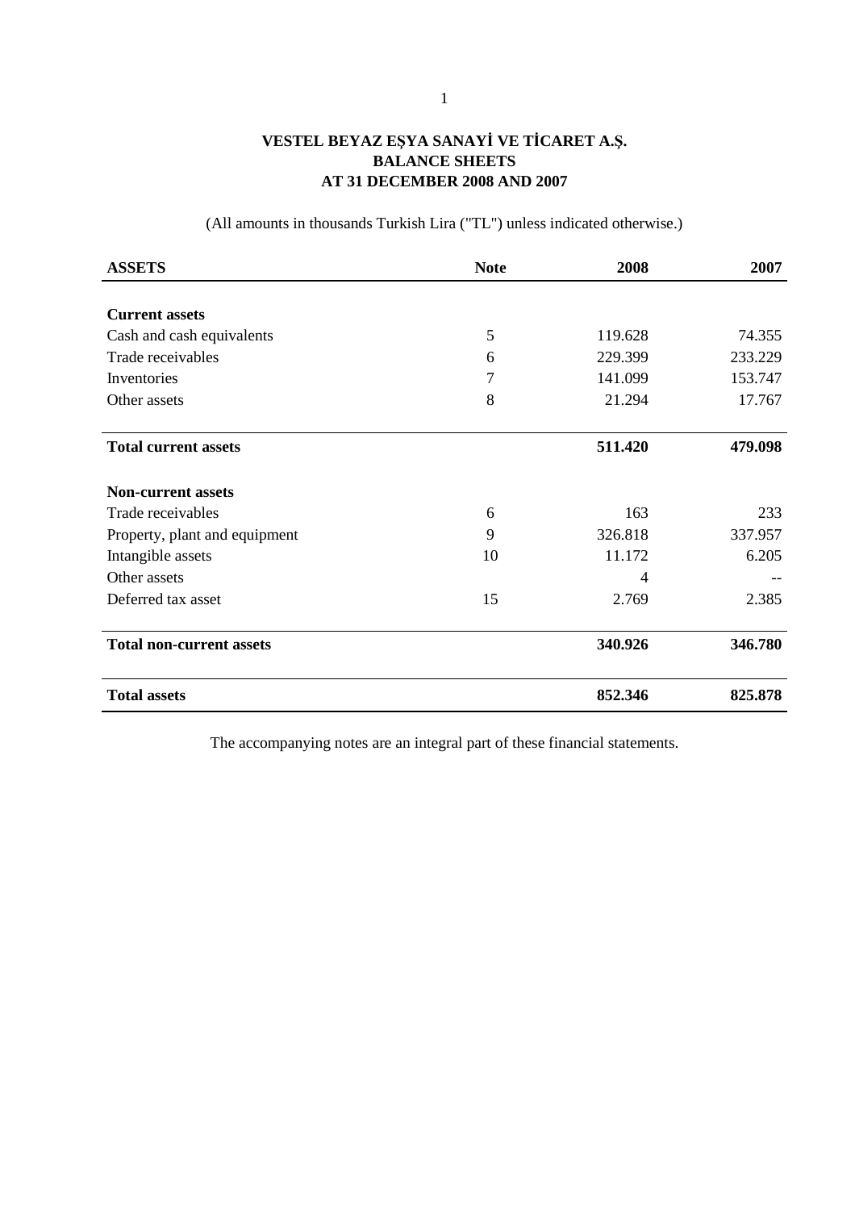# VESTEL BEYAZ EŞYA SANAYİ VE TİCARET A.Ş.
## BALANCE SHEETS
## AT 31 DECEMBER 2008 AND 2007

(All amounts in thousands Turkish Lira ("TL") unless indicated otherwise.)

| **ASSETS** | **Note** | **2008** | **2007** |
|---|---|---|---|
| **Current assets** | | | |
| Cash and cash equivalents | 5 | 119.628 | 74.355 |
| Trade receivables | 6 | 229.399 | 233.229 |
| Inventories | 7 | 141.099 | 153.747 |
| Other assets | 8 | 21.294 | 17.767 |
| **Total current assets** | | **511.420** | **479.098** |
| **Non-current assets** | | | |
| Trade receivables | 6 | 163 | 233 |
| Property, plant and equipment | 9 | 326.818 | 337.957 |
| Intangible assets | 10 | 11.172 | 6.205 |
| Other assets | | 4 | -- |
| Deferred tax asset | 15 | 2.769 | 2.385 |
| **Total non-current assets** | | **340.926** | **346.780** |
| **Total assets** | | **852.346** | **825.878** |

The accompanying notes are an integral part of these financial statements.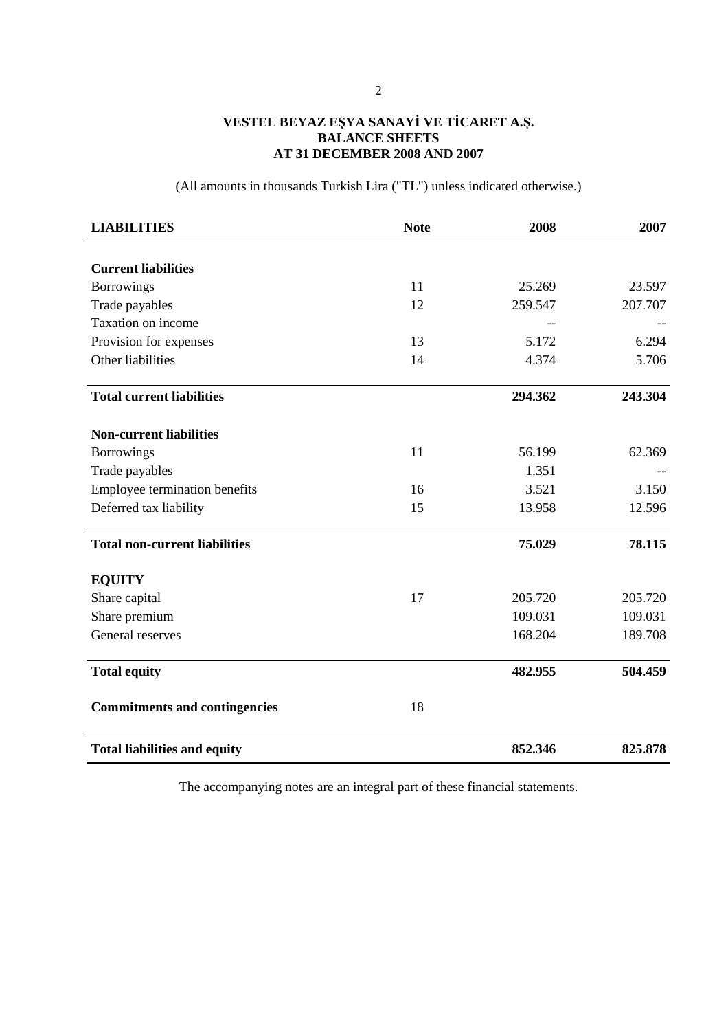# VESTEL BEYAZ EŞYA SANAYİ VE TİCARET A.Ş.
## BALANCE SHEETS
## AT 31 DECEMBER 2008 AND 2007

(All amounts in thousands Turkish Lira ("TL") unless indicated otherwise.)

| **LIABILITIES** | **Note** | **2008** | **2007** |
|---|---|---|---|
| **Current liabilities** | | | |
| Borrowings | 11 | 25.269 | 23.597 |
| Trade payables | 12 | 259.547 | 207.707 |
| Taxation on income | | -- | -- |
| Provision for expenses | 13 | 5.172 | 6.294 |
| Other liabilities | 14 | 4.374 | 5.706 |
| **Total current liabilities** | | **294.362** | **243.304** |
| **Non-current liabilities** | | | |
| Borrowings | 11 | 56.199 | 62.369 |
| Trade payables | | 1.351 | -- |
| Employee termination benefits | 16 | 3.521 | 3.150 |
| Deferred tax liability | 15 | 13.958 | 12.596 |
| **Total non-current liabilities** | | **75.029** | **78.115** |
| **EQUITY** | | | |
| Share capital | 17 | 205.720 | 205.720 |
| Share premium | | 109.031 | 109.031 |
| General reserves | | 168.204 | 189.708 |
| **Total equity** | | **482.955** | **504.459** |
| **Commitments and contingencies** | 18 | | |
| **Total liabilities and equity** | | **852.346** | **825.878** |

The accompanying notes are an integral part of these financial statements.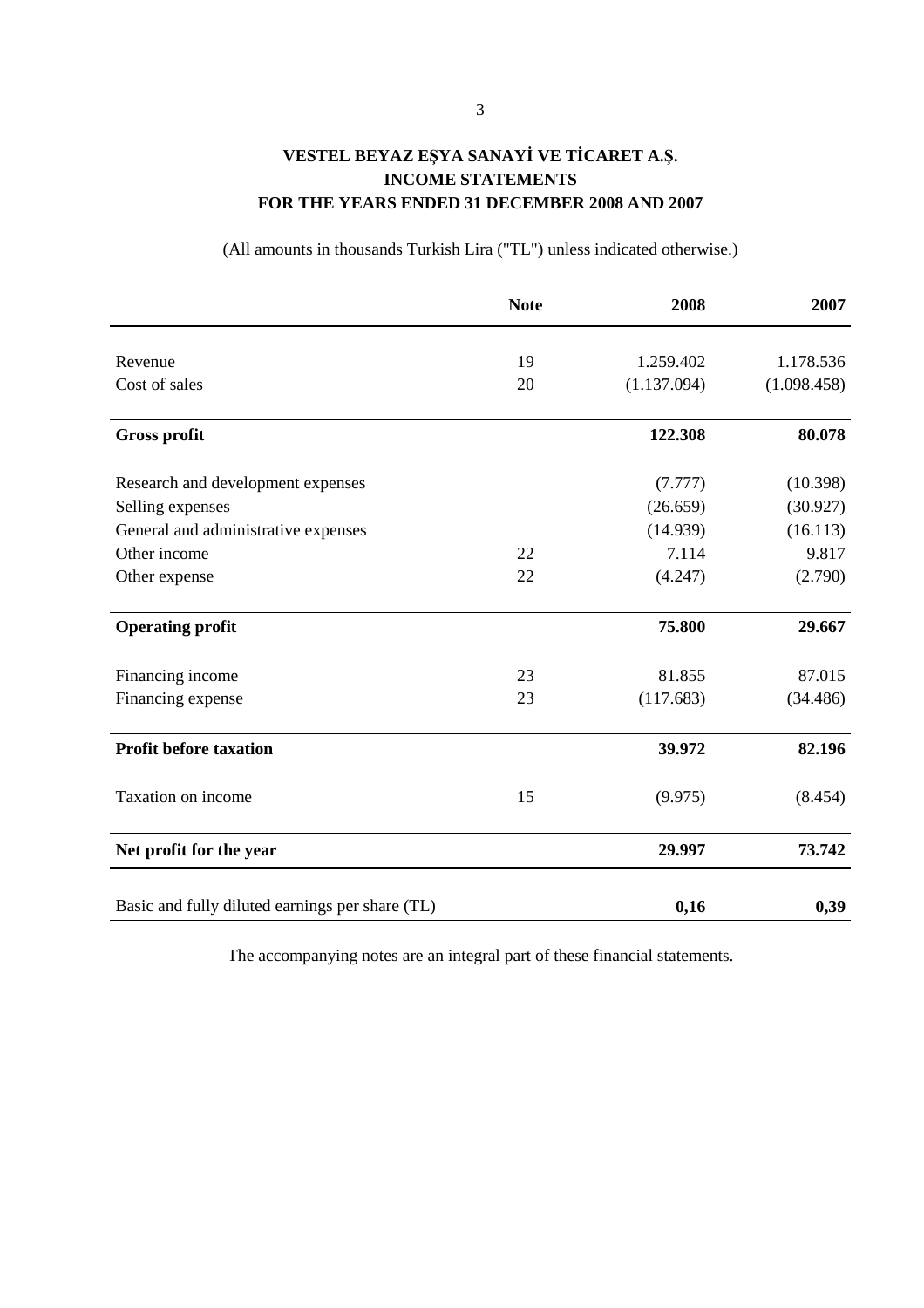# VESTEL BEYAZ EŞYA SANAYİ VE TİCARET A.Ş.
## INCOME STATEMENTS
## FOR THE YEARS ENDED 31 DECEMBER 2008 AND 2007

(All amounts in thousands Turkish Lira ("TL") unless indicated otherwise.)

| | Note | 2008 | 2007 |
|---|---|---|---|
| Revenue | 19 | 1.259.402 | 1.178.536 |
| Cost of sales | 20 | (1.137.094) | (1.098.458) |
| **Gross profit** | | **122.308** | **80.078** |
| Research and development expenses | | (7.777) | (10.398) |
| Selling expenses | | (26.659) | (30.927) |
| General and administrative expenses | | (14.939) | (16.113) |
| Other income | 22 | 7.114 | 9.817 |
| Other expense | 22 | (4.247) | (2.790) |
| **Operating profit** | | **75.800** | **29.667** |
| Financing income | 23 | 81.855 | 87.015 |
| Financing expense | 23 | (117.683) | (34.486) |
| **Profit before taxation** | | **39.972** | **82.196** |
| Taxation on income | 15 | (9.975) | (8.454) |
| **Net profit for the year** | | **29.997** | **73.742** |
| Basic and fully diluted earnings per share (TL) | | **0,16** | **0,39** |

The accompanying notes are an integral part of these financial statements.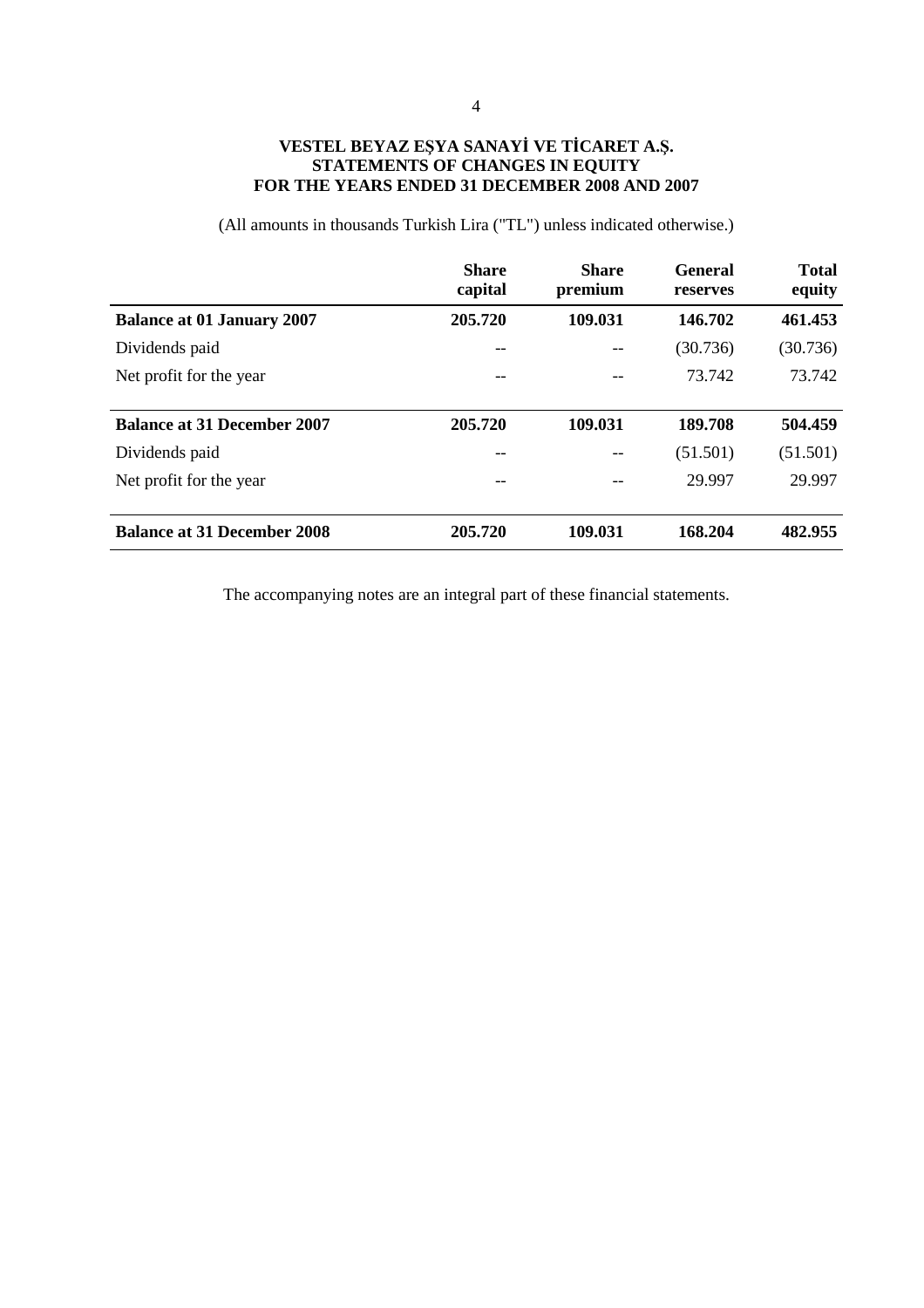**VESTEL BEYAZ EŞYA SANAYİ VE TİCARET A.Ş.**
**STATEMENTS OF CHANGES IN EQUITY**
**FOR THE YEARS ENDED 31 DECEMBER 2008 AND 2007**

(All amounts in thousands Turkish Lira ("TL") unless indicated otherwise.)

| | Share capital | Share premium | General reserves | Total equity |
|---|---|---|---|---|
| **Balance at 01 January 2007** | **205.720** | **109.031** | **146.702** | **461.453** |
| Dividends paid | -- | -- | (30.736) | (30.736) |
| Net profit for the year | -- | -- | 73.742 | 73.742 |
| **Balance at 31 December 2007** | **205.720** | **109.031** | **189.708** | **504.459** |
| Dividends paid | -- | -- | (51.501) | (51.501) |
| Net profit for the year | -- | -- | 29.997 | 29.997 |
| **Balance at 31 December 2008** | **205.720** | **109.031** | **168.204** | **482.955** |

The accompanying notes are an integral part of these financial statements.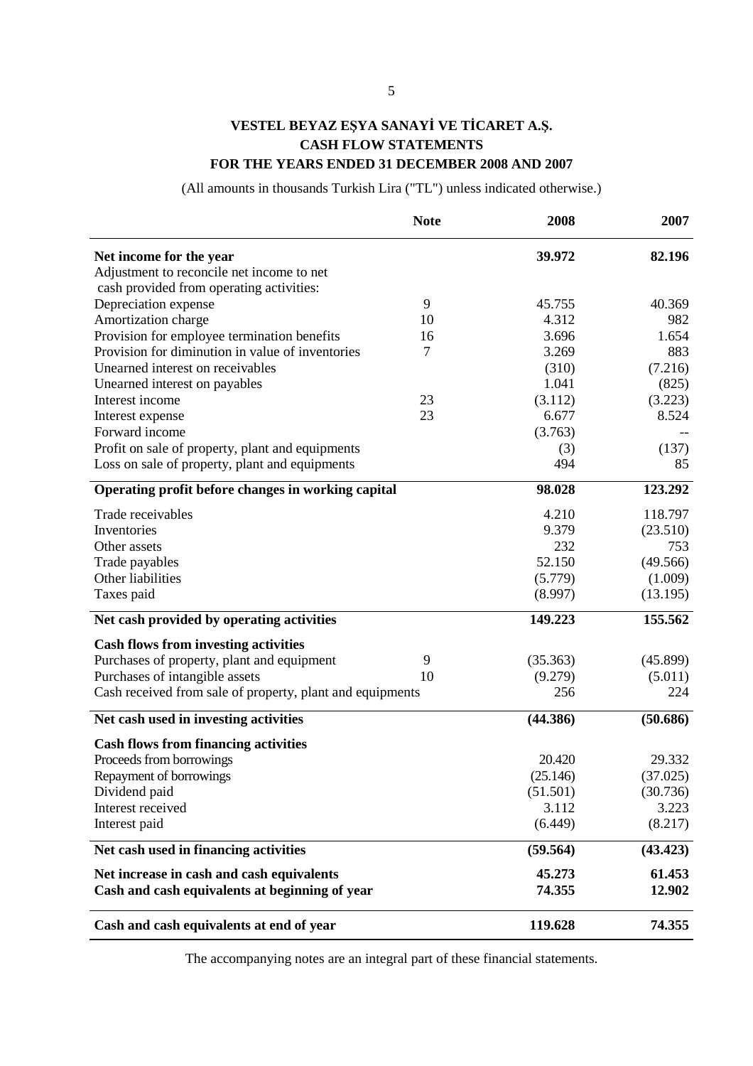# VESTEL BEYAZ EŞYA SANAYİ VE TİCARET A.Ş.
## CASH FLOW STATEMENTS
## FOR THE YEARS ENDED 31 DECEMBER 2008 AND 2007

(All amounts in thousands Turkish Lira ("TL") unless indicated otherwise.)

| | Note | 2008 | 2007 |
|---|---|---|---|
| **Net income for the year** | | **39.972** | **82.196** |
| Adjustment to reconcile net income to net cash provided from operating activities: | | | |
| Depreciation expense | 9 | 45.755 | 40.369 |
| Amortization charge | 10 | 4.312 | 982 |
| Provision for employee termination benefits | 16 | 3.696 | 1.654 |
| Provision for diminution in value of inventories | 7 | 3.269 | 883 |
| Unearned interest on receivables | | (310) | (7.216) |
| Unearned interest on payables | | 1.041 | (825) |
| Interest income | 23 | (3.112) | (3.223) |
| Interest expense | 23 | 6.677 | 8.524 |
| Forward income | | (3.763) | -- |
| Profit on sale of property, plant and equipments | | (3) | (137) |
| Loss on sale of property, plant and equipments | | 494 | 85 |
| **Operating profit before changes in working capital** | | **98.028** | **123.292** |
| Trade receivables | | 4.210 | 118.797 |
| Inventories | | 9.379 | (23.510) |
| Other assets | | 232 | 753 |
| Trade payables | | 52.150 | (49.566) |
| Other liabilities | | (5.779) | (1.009) |
| Taxes paid | | (8.997) | (13.195) |
| **Net cash provided by operating activities** | | **149.223** | **155.562** |
| **Cash flows from investing activities** | | | |
| Purchases of property, plant and equipment | 9 | (35.363) | (45.899) |
| Purchases of intangible assets | 10 | (9.279) | (5.011) |
| Cash received from sale of property, plant and equipments | | 256 | 224 |
| **Net cash used in investing activities** | | **(44.386)** | **(50.686)** |
| **Cash flows from financing activities** | | | |
| Proceeds from borrowings | | 20.420 | 29.332 |
| Repayment of borrowings | | (25.146) | (37.025) |
| Dividend paid | | (51.501) | (30.736) |
| Interest received | | 3.112 | 3.223 |
| Interest paid | | (6.449) | (8.217) |
| **Net cash used in financing activities** | | **(59.564)** | **(43.423)** |
| **Net increase in cash and cash equivalents** | | **45.273** | **61.453** |
| **Cash and cash equivalents at beginning of year** | | **74.355** | **12.902** |
| **Cash and cash equivalents at end of year** | | **119.628** | **74.355** |

The accompanying notes are an integral part of these financial statements.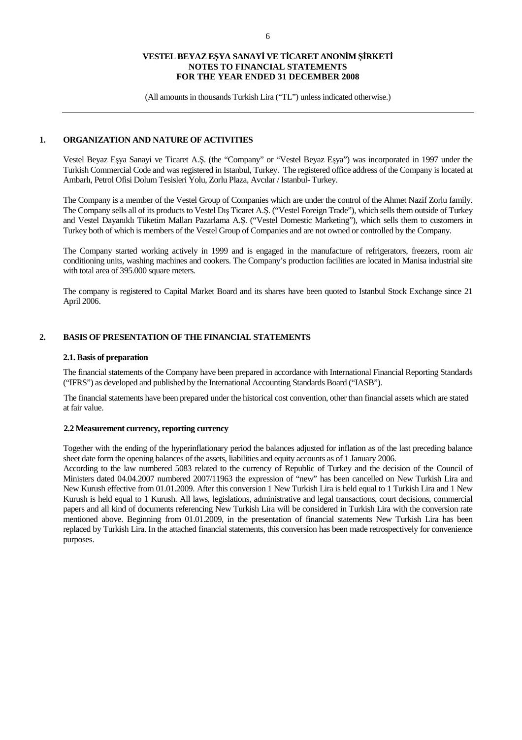**VESTEL BEYAZ EŞYA SANAYİ VE TİCARET ANONİM ŞİRKETİ**
**NOTES TO FINANCIAL STATEMENTS**
**FOR THE YEAR ENDED 31 DECEMBER 2008**

(All amounts in thousands Turkish Lira ("TL") unless indicated otherwise.)

## 1. ORGANIZATION AND NATURE OF ACTIVITIES

Vestel Beyaz Eşya Sanayi ve Ticaret A.Ş. (the "Company" or "Vestel Beyaz Eşya") was incorporated in 1997 under the Turkish Commercial Code and was registered in Istanbul, Turkey. The registered office address of the Company is located at Ambarlı, Petrol Ofisi Dolum Tesisleri Yolu, Zorlu Plaza, Avcılar / Istanbul- Turkey.

The Company is a member of the Vestel Group of Companies which are under the control of the Ahmet Nazif Zorlu family. The Company sells all of its products to Vestel Dış Ticaret A.Ş. ("Vestel Foreign Trade"), which sells them outside of Turkey and Vestel Dayanıklı Tüketim Malları Pazarlama A.Ş. ("Vestel Domestic Marketing"), which sells them to customers in Turkey both of which is members of the Vestel Group of Companies and are not owned or controlled by the Company.

The Company started working actively in 1999 and is engaged in the manufacture of refrigerators, freezers, room air conditioning units, washing machines and cookers. The Company's production facilities are located in Manisa industrial site with total area of 395.000 square meters.

The company is registered to Capital Market Board and its shares have been quoted to Istanbul Stock Exchange since 21 April 2006.

## 2. BASIS OF PRESENTATION OF THE FINANCIAL STATEMENTS

### 2.1. Basis of preparation

The financial statements of the Company have been prepared in accordance with International Financial Reporting Standards ("IFRS") as developed and published by the International Accounting Standards Board ("IASB").

The financial statements have been prepared under the historical cost convention, other than financial assets which are stated at fair value.

### 2.2 Measurement currency, reporting currency

Together with the ending of the hyperinflationary period the balances adjusted for inflation as of the last preceding balance sheet date form the opening balances of the assets, liabilities and equity accounts as of 1 January 2006.
According to the law numbered 5083 related to the currency of Republic of Turkey and the decision of the Council of Ministers dated 04.04.2007 numbered 2007/11963 the expression of "new" has been cancelled on New Turkish Lira and New Kurush effective from 01.01.2009. After this conversion 1 New Turkish Lira is held equal to 1 Turkish Lira and 1 New Kurush is held equal to 1 Kurush. All laws, legislations, administrative and legal transactions, court decisions, commercial papers and all kind of documents referencing New Turkish Lira will be considered in Turkish Lira with the conversion rate mentioned above. Beginning from 01.01.2009, in the presentation of financial statements New Turkish Lira has been replaced by Turkish Lira. In the attached financial statements, this conversion has been made retrospectively for convenience purposes.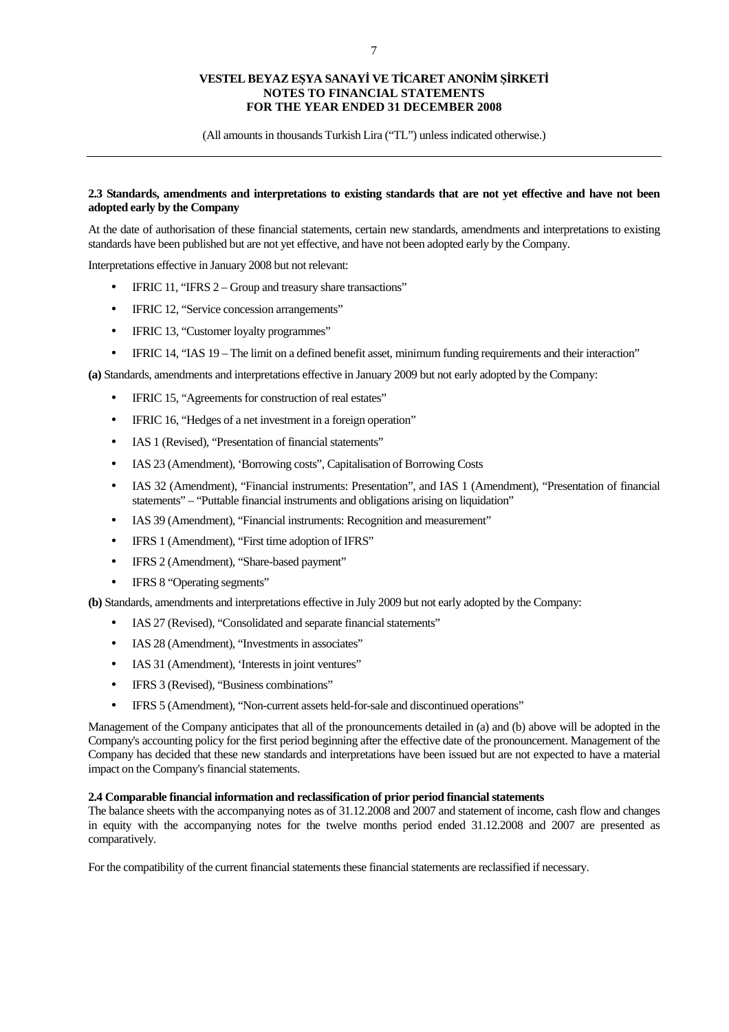**2.3 Standards, amendments and interpretations to existing standards that are not yet effective and have not been adopted early by the Company**

At the date of authorisation of these financial statements, certain new standards, amendments and interpretations to existing standards have been published but are not yet effective, and have not been adopted early by the Company.

Interpretations effective in January 2008 but not relevant:

- IFRIC 11, "IFRS 2 – Group and treasury share transactions"
- IFRIC 12, "Service concession arrangements"
- IFRIC 13, "Customer loyalty programmes"
- IFRIC 14, "IAS 19 – The limit on a defined benefit asset, minimum funding requirements and their interaction"

**(a)** Standards, amendments and interpretations effective in January 2009 but not early adopted by the Company:

- IFRIC 15, "Agreements for construction of real estates"
- IFRIC 16, "Hedges of a net investment in a foreign operation"
- IAS 1 (Revised), "Presentation of financial statements"
- IAS 23 (Amendment), 'Borrowing costs", Capitalisation of Borrowing Costs
- IAS 32 (Amendment), "Financial instruments: Presentation", and IAS 1 (Amendment), "Presentation of financial statements" – "Puttable financial instruments and obligations arising on liquidation"
- IAS 39 (Amendment), "Financial instruments: Recognition and measurement"
- IFRS 1 (Amendment), "First time adoption of IFRS"
- IFRS 2 (Amendment), "Share-based payment"
- IFRS 8 "Operating segments"

**(b)** Standards, amendments and interpretations effective in July 2009 but not early adopted by the Company:

- IAS 27 (Revised), "Consolidated and separate financial statements"
- IAS 28 (Amendment), "Investments in associates"
- IAS 31 (Amendment), 'Interests in joint ventures"
- IFRS 3 (Revised), "Business combinations"
- IFRS 5 (Amendment), "Non-current assets held-for-sale and discontinued operations"

Management of the Company anticipates that all of the pronouncements detailed in (a) and (b) above will be adopted in the Company's accounting policy for the first period beginning after the effective date of the pronouncement. Management of the Company has decided that these new standards and interpretations have been issued but are not expected to have a material impact on the Company's financial statements.

**2.4 Comparable financial information and reclassification of prior period financial statements**

The balance sheets with the accompanying notes as of 31.12.2008 and 2007 and statement of income, cash flow and changes in equity with the accompanying notes for the twelve months period ended 31.12.2008 and 2007 are presented as comparatively.

For the compatibility of the current financial statements these financial statements are reclassified if necessary.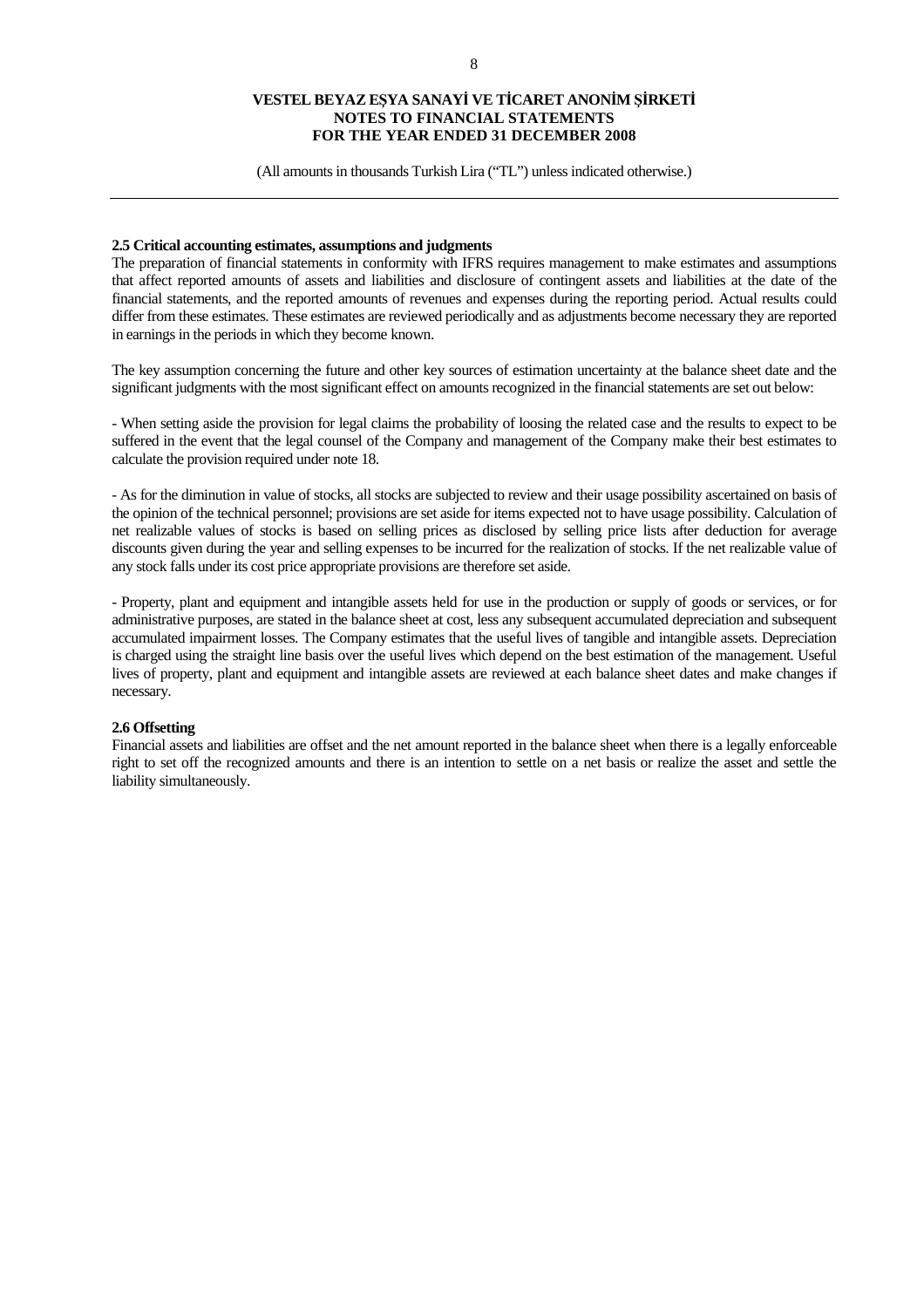**2.5 Critical accounting estimates, assumptions and judgments**

The preparation of financial statements in conformity with IFRS requires management to make estimates and assumptions that affect reported amounts of assets and liabilities and disclosure of contingent assets and liabilities at the date of the financial statements, and the reported amounts of revenues and expenses during the reporting period. Actual results could differ from these estimates. These estimates are reviewed periodically and as adjustments become necessary they are reported in earnings in the periods in which they become known.

The key assumption concerning the future and other key sources of estimation uncertainty at the balance sheet date and the significant judgments with the most significant effect on amounts recognized in the financial statements are set out below:

- When setting aside the provision for legal claims the probability of loosing the related case and the results to expect to be suffered in the event that the legal counsel of the Company and management of the Company make their best estimates to calculate the provision required under note 18.

- As for the diminution in value of stocks, all stocks are subjected to review and their usage possibility ascertained on basis of the opinion of the technical personnel; provisions are set aside for items expected not to have usage possibility. Calculation of net realizable values of stocks is based on selling prices as disclosed by selling price lists after deduction for average discounts given during the year and selling expenses to be incurred for the realization of stocks. If the net realizable value of any stock falls under its cost price appropriate provisions are therefore set aside.

- Property, plant and equipment and intangible assets held for use in the production or supply of goods or services, or for administrative purposes, are stated in the balance sheet at cost, less any subsequent accumulated depreciation and subsequent accumulated impairment losses. The Company estimates that the useful lives of tangible and intangible assets. Depreciation is charged using the straight line basis over the useful lives which depend on the best estimation of the management. Useful lives of property, plant and equipment and intangible assets are reviewed at each balance sheet dates and make changes if necessary.

**2.6 Offsetting**

Financial assets and liabilities are offset and the net amount reported in the balance sheet when there is a legally enforceable right to set off the recognized amounts and there is an intention to settle on a net basis or realize the asset and settle the liability simultaneously.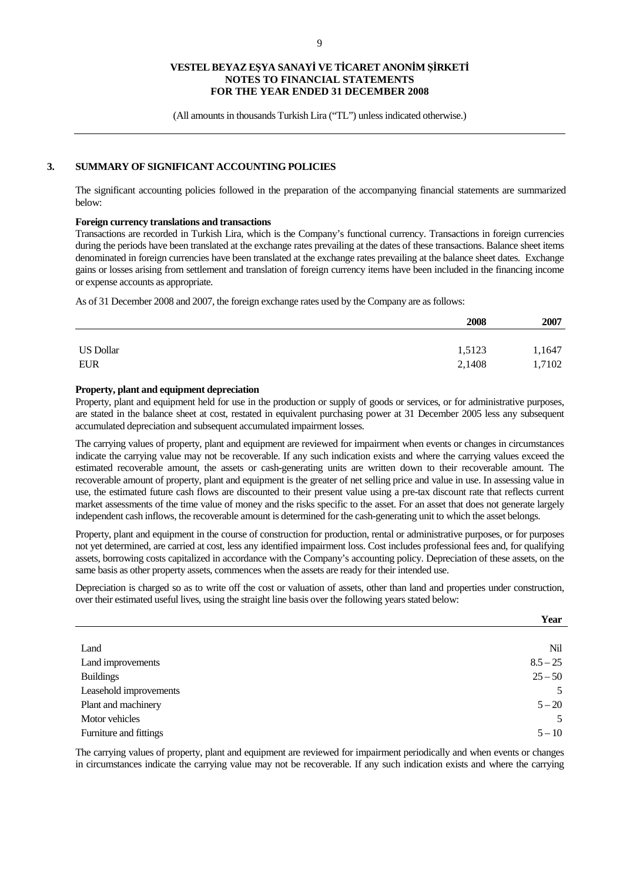(All amounts in thousands Turkish Lira ("TL") unless indicated otherwise.)

## 3. SUMMARY OF SIGNIFICANT ACCOUNTING POLICIES

The significant accounting policies followed in the preparation of the accompanying financial statements are summarized below:

**Foreign currency translations and transactions**

Transactions are recorded in Turkish Lira, which is the Company's functional currency. Transactions in foreign currencies during the periods have been translated at the exchange rates prevailing at the dates of these transactions. Balance sheet items denominated in foreign currencies have been translated at the exchange rates prevailing at the balance sheet dates. Exchange gains or losses arising from settlement and translation of foreign currency items have been included in the financing income or expense accounts as appropriate.

As of 31 December 2008 and 2007, the foreign exchange rates used by the Company are as follows:

| | 2008 | 2007 |
|---|---|---|
| US Dollar | 1,5123 | 1,1647 |
| EUR | 2,1408 | 1,7102 |

**Property, plant and equipment depreciation**

Property, plant and equipment held for use in the production or supply of goods or services, or for administrative purposes, are stated in the balance sheet at cost, restated in equivalent purchasing power at 31 December 2005 less any subsequent accumulated depreciation and subsequent accumulated impairment losses.

The carrying values of property, plant and equipment are reviewed for impairment when events or changes in circumstances indicate the carrying value may not be recoverable. If any such indication exists and where the carrying values exceed the estimated recoverable amount, the assets or cash-generating units are written down to their recoverable amount. The recoverable amount of property, plant and equipment is the greater of net selling price and value in use. In assessing value in use, the estimated future cash flows are discounted to their present value using a pre-tax discount rate that reflects current market assessments of the time value of money and the risks specific to the asset. For an asset that does not generate largely independent cash inflows, the recoverable amount is determined for the cash-generating unit to which the asset belongs.

Property, plant and equipment in the course of construction for production, rental or administrative purposes, or for purposes not yet determined, are carried at cost, less any identified impairment loss. Cost includes professional fees and, for qualifying assets, borrowing costs capitalized in accordance with the Company's accounting policy. Depreciation of these assets, on the same basis as other property assets, commences when the assets are ready for their intended use.

Depreciation is charged so as to write off the cost or valuation of assets, other than land and properties under construction, over their estimated useful lives, using the straight line basis over the following years stated below:

| | Year |
|---|---|
| Land | Nil |
| Land improvements | 8.5 – 25 |
| Buildings | 25 – 50 |
| Leasehold improvements | 5 |
| Plant and machinery | 5 – 20 |
| Motor vehicles | 5 |
| Furniture and fittings | 5 – 10 |

The carrying values of property, plant and equipment are reviewed for impairment periodically and when events or changes in circumstances indicate the carrying value may not be recoverable. If any such indication exists and where the carrying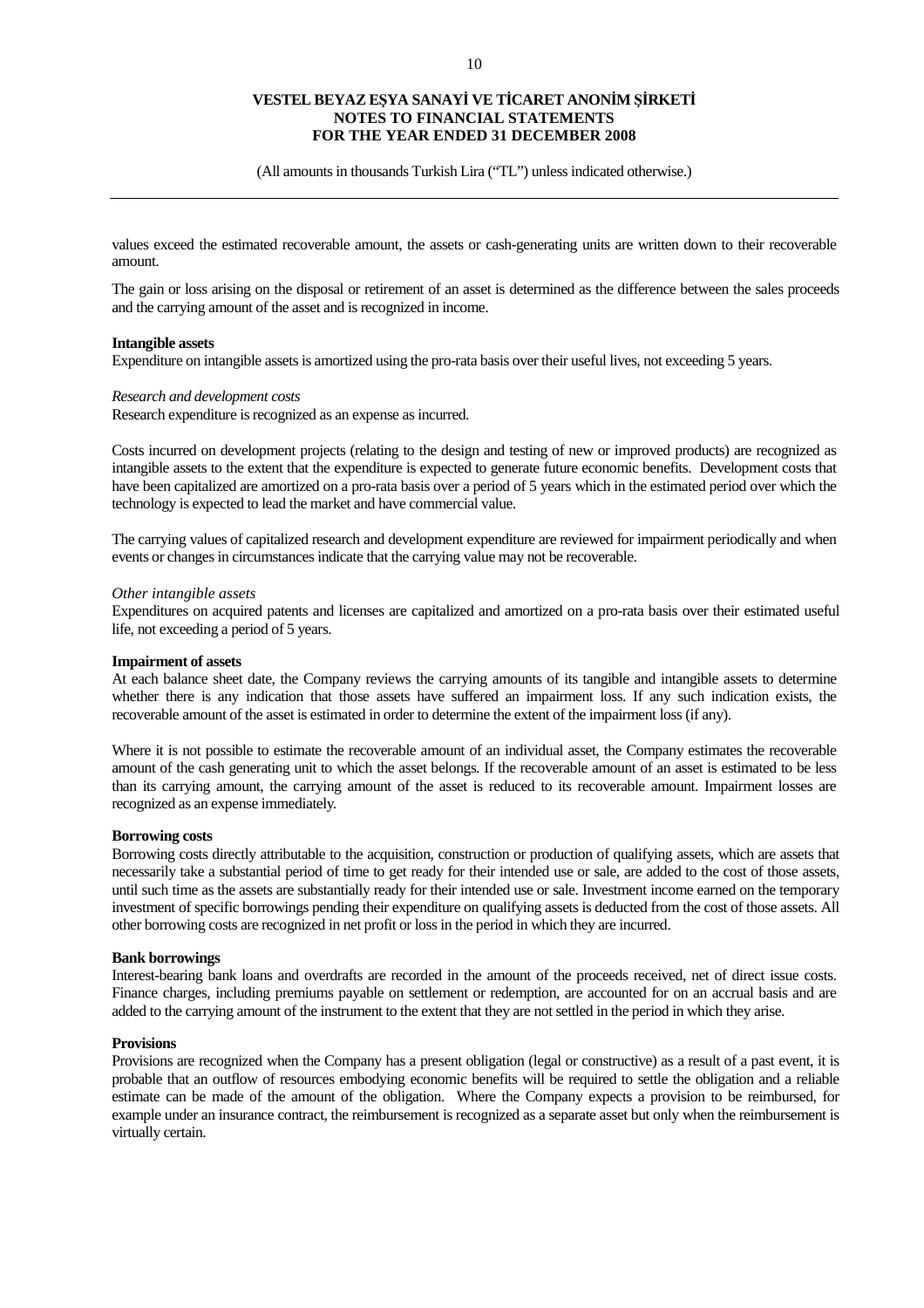values exceed the estimated recoverable amount, the assets or cash-generating units are written down to their recoverable amount.

The gain or loss arising on the disposal or retirement of an asset is determined as the difference between the sales proceeds and the carrying amount of the asset and is recognized in income.

**Intangible assets**

Expenditure on intangible assets is amortized using the pro-rata basis over their useful lives, not exceeding 5 years.

*Research and development costs*

Research expenditure is recognized as an expense as incurred.

Costs incurred on development projects (relating to the design and testing of new or improved products) are recognized as intangible assets to the extent that the expenditure is expected to generate future economic benefits. Development costs that have been capitalized are amortized on a pro-rata basis over a period of 5 years which in the estimated period over which the technology is expected to lead the market and have commercial value.

The carrying values of capitalized research and development expenditure are reviewed for impairment periodically and when events or changes in circumstances indicate that the carrying value may not be recoverable.

*Other intangible assets*

Expenditures on acquired patents and licenses are capitalized and amortized on a pro-rata basis over their estimated useful life, not exceeding a period of 5 years.

**Impairment of assets**

At each balance sheet date, the Company reviews the carrying amounts of its tangible and intangible assets to determine whether there is any indication that those assets have suffered an impairment loss. If any such indication exists, the recoverable amount of the asset is estimated in order to determine the extent of the impairment loss (if any).

Where it is not possible to estimate the recoverable amount of an individual asset, the Company estimates the recoverable amount of the cash generating unit to which the asset belongs. If the recoverable amount of an asset is estimated to be less than its carrying amount, the carrying amount of the asset is reduced to its recoverable amount. Impairment losses are recognized as an expense immediately.

**Borrowing costs**

Borrowing costs directly attributable to the acquisition, construction or production of qualifying assets, which are assets that necessarily take a substantial period of time to get ready for their intended use or sale, are added to the cost of those assets, until such time as the assets are substantially ready for their intended use or sale. Investment income earned on the temporary investment of specific borrowings pending their expenditure on qualifying assets is deducted from the cost of those assets. All other borrowing costs are recognized in net profit or loss in the period in which they are incurred.

**Bank borrowings**

Interest-bearing bank loans and overdrafts are recorded in the amount of the proceeds received, net of direct issue costs. Finance charges, including premiums payable on settlement or redemption, are accounted for on an accrual basis and are added to the carrying amount of the instrument to the extent that they are not settled in the period in which they arise.

**Provisions**

Provisions are recognized when the Company has a present obligation (legal or constructive) as a result of a past event, it is probable that an outflow of resources embodying economic benefits will be required to settle the obligation and a reliable estimate can be made of the amount of the obligation. Where the Company expects a provision to be reimbursed, for example under an insurance contract, the reimbursement is recognized as a separate asset but only when the reimbursement is virtually certain.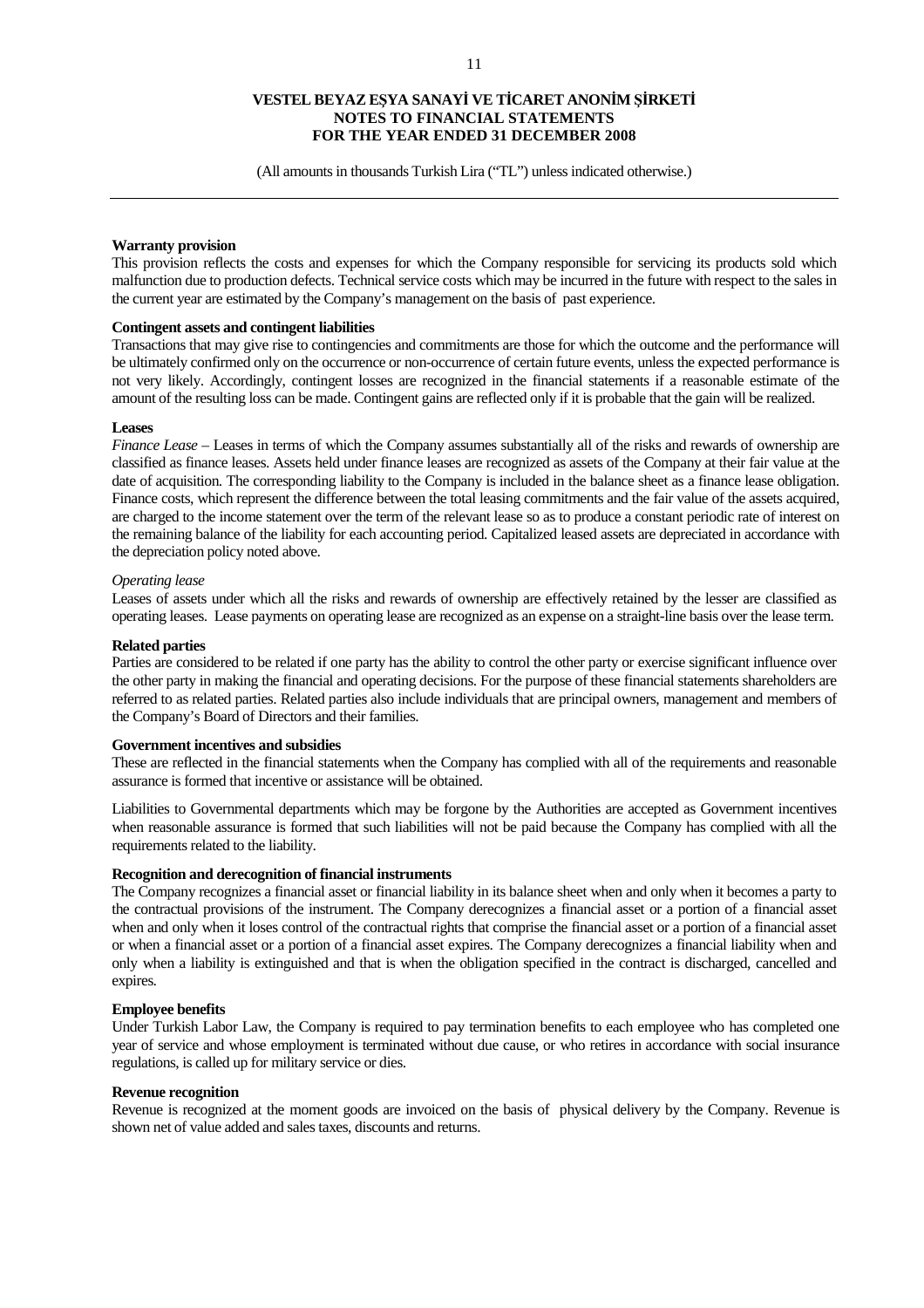**Warranty provision**

This provision reflects the costs and expenses for which the Company responsible for servicing its products sold which malfunction due to production defects. Technical service costs which may be incurred in the future with respect to the sales in the current year are estimated by the Company's management on the basis of past experience.

**Contingent assets and contingent liabilities**

Transactions that may give rise to contingencies and commitments are those for which the outcome and the performance will be ultimately confirmed only on the occurrence or non-occurrence of certain future events, unless the expected performance is not very likely. Accordingly, contingent losses are recognized in the financial statements if a reasonable estimate of the amount of the resulting loss can be made. Contingent gains are reflected only if it is probable that the gain will be realized.

**Leases**

*Finance Lease* – Leases in terms of which the Company assumes substantially all of the risks and rewards of ownership are classified as finance leases. Assets held under finance leases are recognized as assets of the Company at their fair value at the date of acquisition. The corresponding liability to the Company is included in the balance sheet as a finance lease obligation. Finance costs, which represent the difference between the total leasing commitments and the fair value of the assets acquired, are charged to the income statement over the term of the relevant lease so as to produce a constant periodic rate of interest on the remaining balance of the liability for each accounting period. Capitalized leased assets are depreciated in accordance with the depreciation policy noted above.

*Operating lease*

Leases of assets under which all the risks and rewards of ownership are effectively retained by the lesser are classified as operating leases. Lease payments on operating lease are recognized as an expense on a straight-line basis over the lease term.

**Related parties**

Parties are considered to be related if one party has the ability to control the other party or exercise significant influence over the other party in making the financial and operating decisions. For the purpose of these financial statements shareholders are referred to as related parties. Related parties also include individuals that are principal owners, management and members of the Company's Board of Directors and their families.

**Government incentives and subsidies**

These are reflected in the financial statements when the Company has complied with all of the requirements and reasonable assurance is formed that incentive or assistance will be obtained.

Liabilities to Governmental departments which may be forgone by the Authorities are accepted as Government incentives when reasonable assurance is formed that such liabilities will not be paid because the Company has complied with all the requirements related to the liability.

**Recognition and derecognition of financial instruments**

The Company recognizes a financial asset or financial liability in its balance sheet when and only when it becomes a party to the contractual provisions of the instrument. The Company derecognizes a financial asset or a portion of a financial asset when and only when it loses control of the contractual rights that comprise the financial asset or a portion of a financial asset or when a financial asset or a portion of a financial asset expires. The Company derecognizes a financial liability when and only when a liability is extinguished and that is when the obligation specified in the contract is discharged, cancelled and expires.

**Employee benefits**

Under Turkish Labor Law, the Company is required to pay termination benefits to each employee who has completed one year of service and whose employment is terminated without due cause, or who retires in accordance with social insurance regulations, is called up for military service or dies.

**Revenue recognition**

Revenue is recognized at the moment goods are invoiced on the basis of physical delivery by the Company. Revenue is shown net of value added and sales taxes, discounts and returns.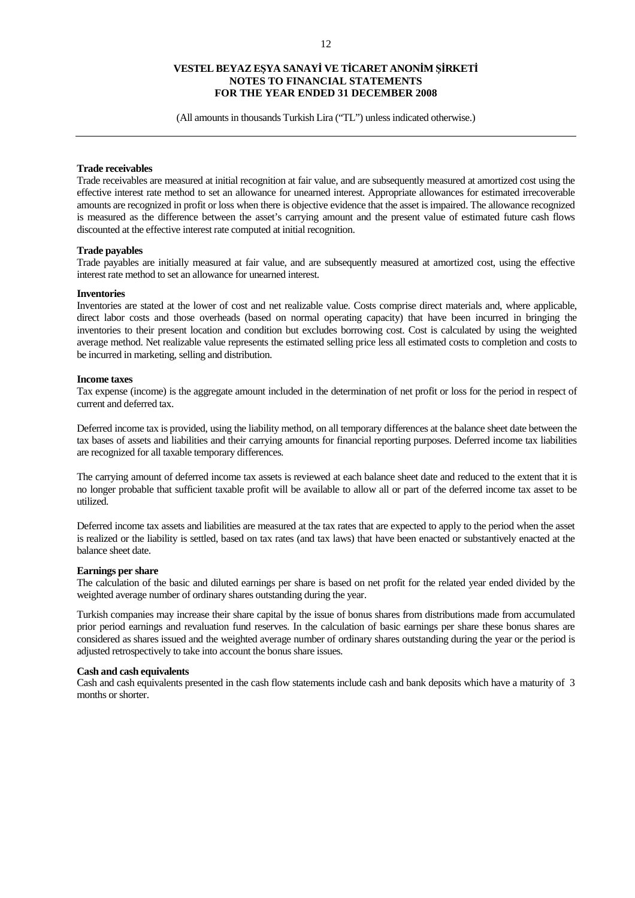**Trade receivables**

Trade receivables are measured at initial recognition at fair value, and are subsequently measured at amortized cost using the effective interest rate method to set an allowance for unearned interest. Appropriate allowances for estimated irrecoverable amounts are recognized in profit or loss when there is objective evidence that the asset is impaired. The allowance recognized is measured as the difference between the asset's carrying amount and the present value of estimated future cash flows discounted at the effective interest rate computed at initial recognition.

**Trade payables**

Trade payables are initially measured at fair value, and are subsequently measured at amortized cost, using the effective interest rate method to set an allowance for unearned interest.

**Inventories**

Inventories are stated at the lower of cost and net realizable value. Costs comprise direct materials and, where applicable, direct labor costs and those overheads (based on normal operating capacity) that have been incurred in bringing the inventories to their present location and condition but excludes borrowing cost. Cost is calculated by using the weighted average method. Net realizable value represents the estimated selling price less all estimated costs to completion and costs to be incurred in marketing, selling and distribution.

**Income taxes**

Tax expense (income) is the aggregate amount included in the determination of net profit or loss for the period in respect of current and deferred tax.

Deferred income tax is provided, using the liability method, on all temporary differences at the balance sheet date between the tax bases of assets and liabilities and their carrying amounts for financial reporting purposes. Deferred income tax liabilities are recognized for all taxable temporary differences.

The carrying amount of deferred income tax assets is reviewed at each balance sheet date and reduced to the extent that it is no longer probable that sufficient taxable profit will be available to allow all or part of the deferred income tax asset to be utilized.

Deferred income tax assets and liabilities are measured at the tax rates that are expected to apply to the period when the asset is realized or the liability is settled, based on tax rates (and tax laws) that have been enacted or substantively enacted at the balance sheet date.

**Earnings per share**

The calculation of the basic and diluted earnings per share is based on net profit for the related year ended divided by the weighted average number of ordinary shares outstanding during the year.

Turkish companies may increase their share capital by the issue of bonus shares from distributions made from accumulated prior period earnings and revaluation fund reserves. In the calculation of basic earnings per share these bonus shares are considered as shares issued and the weighted average number of ordinary shares outstanding during the year or the period is adjusted retrospectively to take into account the bonus share issues.

**Cash and cash equivalents**

Cash and cash equivalents presented in the cash flow statements include cash and bank deposits which have a maturity of 3 months or shorter.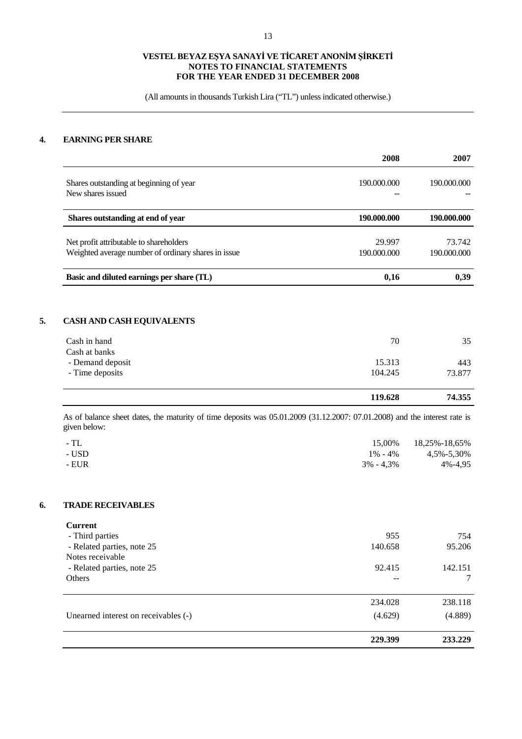**VESTEL BEYAZ EŞYA SANAYİ VE TİCARET ANONİM ŞİRKETİ**
**NOTES TO FINANCIAL STATEMENTS**
**FOR THE YEAR ENDED 31 DECEMBER 2008**

(All amounts in thousands Turkish Lira ("TL") unless indicated otherwise.)

## 4. EARNING PER SHARE

| | 2008 | 2007 |
|---|---|---|
| Shares outstanding at beginning of year | 190.000.000 | 190.000.000 |
| New shares issued | -- | -- |
| **Shares outstanding at end of year** | **190.000.000** | **190.000.000** |
| Net profit attributable to shareholders | 29.997 | 73.742 |
| Weighted average number of ordinary shares in issue | 190.000.000 | 190.000.000 |
| **Basic and diluted earnings per share (TL)** | **0,16** | **0,39** |

## 5. CASH AND CASH EQUIVALENTS

| | 2008 | 2007 |
|---|---|---|
| Cash in hand | 70 | 35 |
| Cash at banks | | |
| - Demand deposit | 15.313 | 443 |
| - Time deposits | 104.245 | 73.877 |
| | **119.628** | **74.355** |

As of balance sheet dates, the maturity of time deposits was 05.01.2009 (31.12.2007: 07.01.2008) and the interest rate is given below:

| | 2008 | 2007 |
|---|---|---|
| - TL | 15,00% | 18,25%-18,65% |
| - USD | 1% - 4% | 4,5%-5,30% |
| - EUR | 3% - 4,3% | 4%-4,95 |

## 6. TRADE RECEIVABLES

| | 2008 | 2007 |
|---|---|---|
| **Current** | | |
| - Third parties | 955 | 754 |
| - Related parties, note 25 | 140.658 | 95.206 |
| Notes receivable | | |
| - Related parties, note 25 | 92.415 | 142.151 |
| Others | -- | 7 |
| | 234.028 | 238.118 |
| Unearned interest on receivables (-) | (4.629) | (4.889) |
| | **229.399** | **233.229** |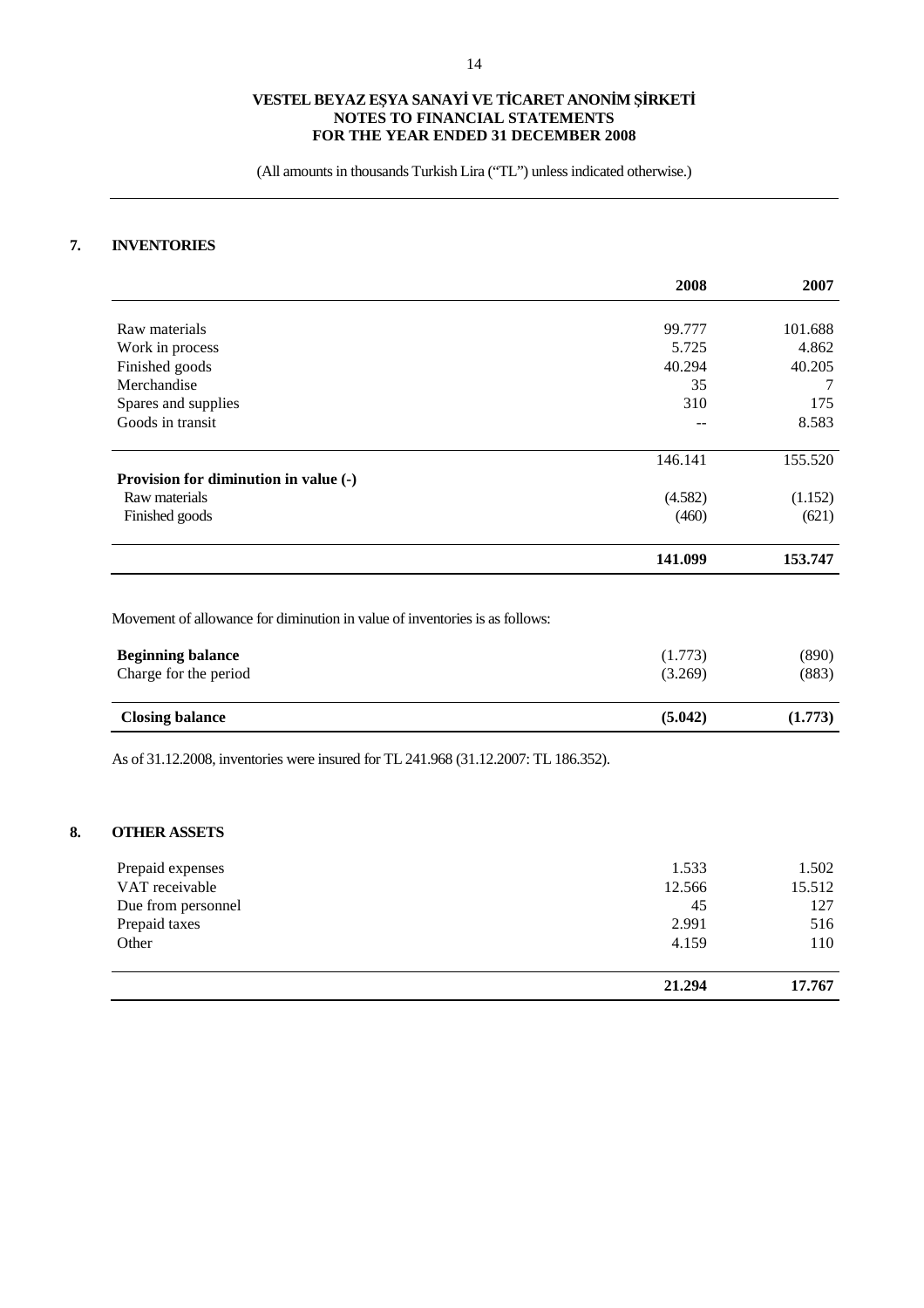VESTEL BEYAZ EŞYA SANAYİ VE TİCARET ANONİM ŞİRKETİ
NOTES TO FINANCIAL STATEMENTS
FOR THE YEAR ENDED 31 DECEMBER 2008

(All amounts in thousands Turkish Lira ("TL") unless indicated otherwise.)

## 7. INVENTORIES

| | 2008 | 2007 |
|---|---|---|
| Raw materials | 99.777 | 101.688 |
| Work in process | 5.725 | 4.862 |
| Finished goods | 40.294 | 40.205 |
| Merchandise | 35 | 7 |
| Spares and supplies | 310 | 175 |
| Goods in transit | -- | 8.583 |
| | 146.141 | 155.520 |
| **Provision for diminution in value (-)** | | |
| Raw materials | (4.582) | (1.152) |
| Finished goods | (460) | (621) |
| | **141.099** | **153.747** |

Movement of allowance for diminution in value of inventories is as follows:

| | | |
|---|---|---|
| **Beginning balance** | (1.773) | (890) |
| Charge for the period | (3.269) | (883) |
| **Closing balance** | **(5.042)** | **(1.773)** |

As of 31.12.2008, inventories were insured for TL 241.968 (31.12.2007: TL 186.352).

## 8. OTHER ASSETS

| | | |
|---|---|---|
| Prepaid expenses | 1.533 | 1.502 |
| VAT receivable | 12.566 | 15.512 |
| Due from personnel | 45 | 127 |
| Prepaid taxes | 2.991 | 516 |
| Other | 4.159 | 110 |
| | **21.294** | **17.767** |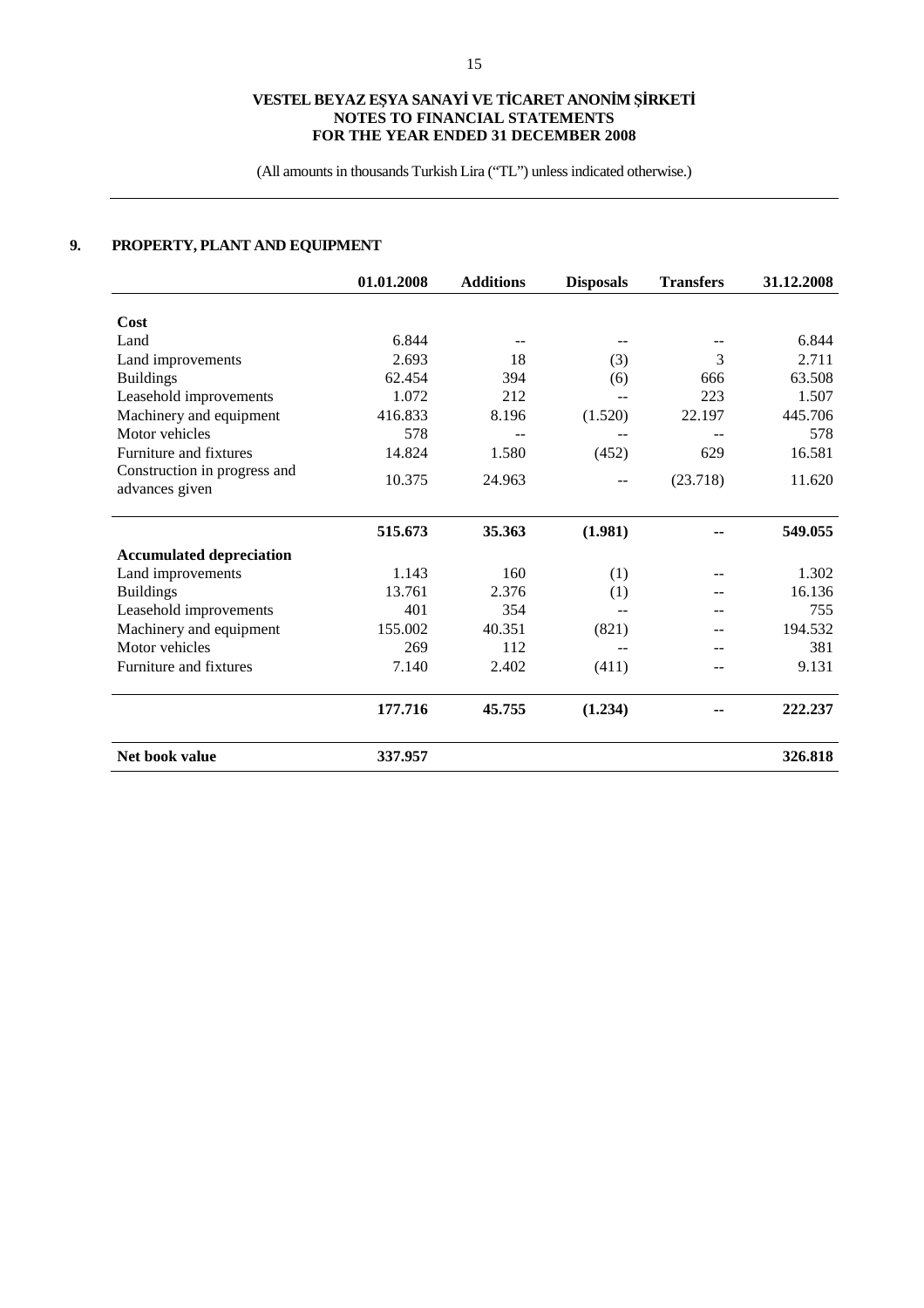**VESTEL BEYAZ EŞYA SANAYİ VE TİCARET ANONİM ŞİRKETİ**
**NOTES TO FINANCIAL STATEMENTS**
**FOR THE YEAR ENDED 31 DECEMBER 2008**

(All amounts in thousands Turkish Lira ("TL") unless indicated otherwise.)

## 9. PROPERTY, PLANT AND EQUIPMENT

| | 01.01.2008 | Additions | Disposals | Transfers | 31.12.2008 |
|---|---|---|---|---|---|
| **Cost** | | | | | |
| Land | 6.844 | -- | -- | -- | 6.844 |
| Land improvements | 2.693 | 18 | (3) | 3 | 2.711 |
| Buildings | 62.454 | 394 | (6) | 666 | 63.508 |
| Leasehold improvements | 1.072 | 212 | -- | 223 | 1.507 |
| Machinery and equipment | 416.833 | 8.196 | (1.520) | 22.197 | 445.706 |
| Motor vehicles | 578 | -- | -- | -- | 578 |
| Furniture and fixtures | 14.824 | 1.580 | (452) | 629 | 16.581 |
| Construction in progress and advances given | 10.375 | 24.963 | -- | (23.718) | 11.620 |
| | **515.673** | **35.363** | **(1.981)** | **--** | **549.055** |
| **Accumulated depreciation** | | | | | |
| Land improvements | 1.143 | 160 | (1) | -- | 1.302 |
| Buildings | 13.761 | 2.376 | (1) | -- | 16.136 |
| Leasehold improvements | 401 | 354 | -- | -- | 755 |
| Machinery and equipment | 155.002 | 40.351 | (821) | -- | 194.532 |
| Motor vehicles | 269 | 112 | -- | -- | 381 |
| Furniture and fixtures | 7.140 | 2.402 | (411) | -- | 9.131 |
| | **177.716** | **45.755** | **(1.234)** | **--** | **222.237** |
| **Net book value** | **337.957** | | | | **326.818** |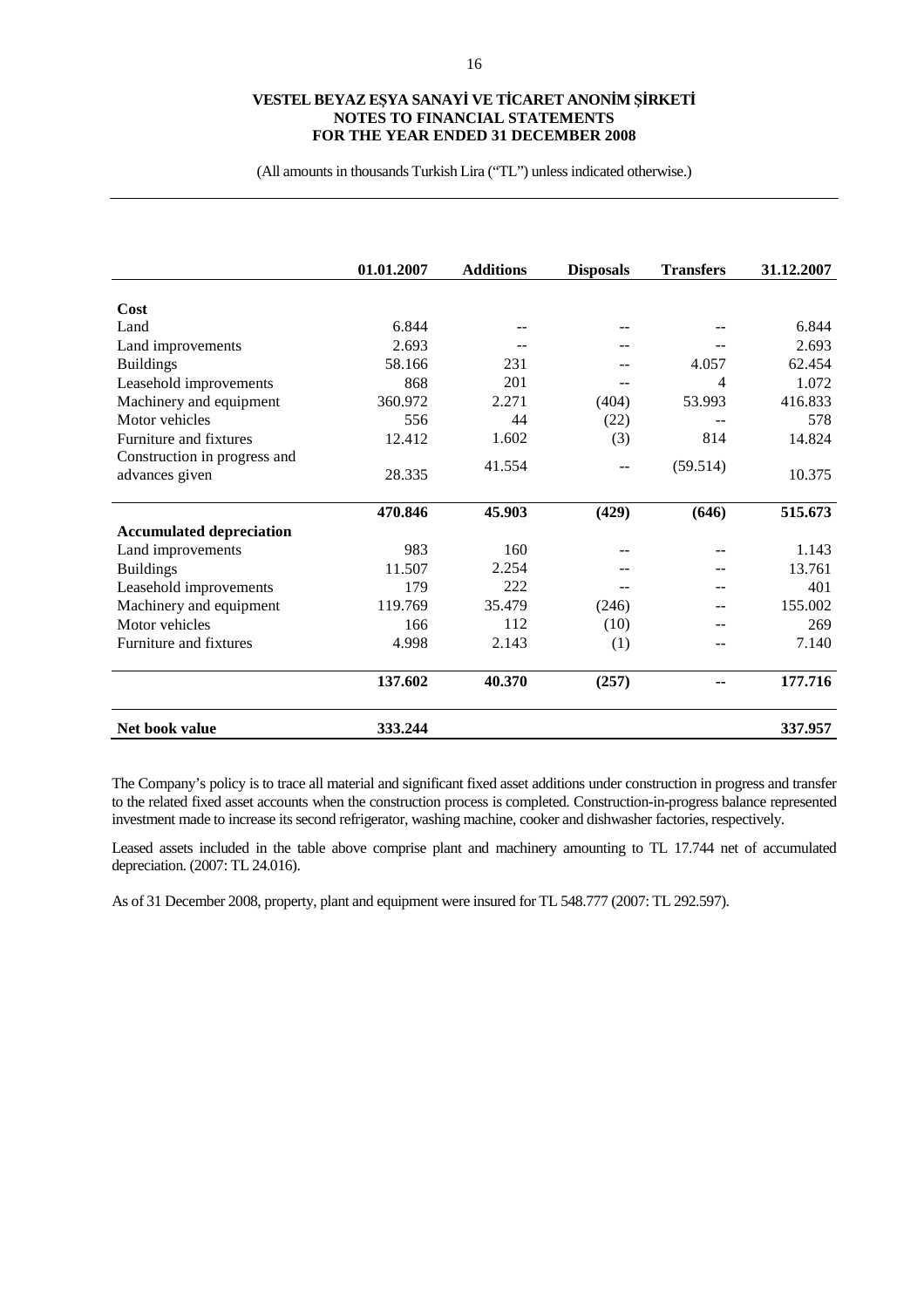**VESTEL BEYAZ EŞYA SANAYİ VE TİCARET ANONİM ŞİRKETİ**
**NOTES TO FINANCIAL STATEMENTS**
**FOR THE YEAR ENDED 31 DECEMBER 2008**

(All amounts in thousands Turkish Lira ("TL") unless indicated otherwise.)

| | 01.01.2007 | Additions | Disposals | Transfers | 31.12.2007 |
|---|---|---|---|---|---|
| **Cost** | | | | | |
| Land | 6.844 | -- | -- | -- | 6.844 |
| Land improvements | 2.693 | -- | -- | -- | 2.693 |
| Buildings | 58.166 | 231 | -- | 4.057 | 62.454 |
| Leasehold improvements | 868 | 201 | -- | 4 | 1.072 |
| Machinery and equipment | 360.972 | 2.271 | (404) | 53.993 | 416.833 |
| Motor vehicles | 556 | 44 | (22) | -- | 578 |
| Furniture and fixtures | 12.412 | 1.602 | (3) | 814 | 14.824 |
| Construction in progress and advances given | 28.335 | 41.554 | -- | (59.514) | 10.375 |
| | **470.846** | **45.903** | **(429)** | **(646)** | **515.673** |
| **Accumulated depreciation** | | | | | |
| Land improvements | 983 | 160 | -- | -- | 1.143 |
| Buildings | 11.507 | 2.254 | -- | -- | 13.761 |
| Leasehold improvements | 179 | 222 | -- | -- | 401 |
| Machinery and equipment | 119.769 | 35.479 | (246) | -- | 155.002 |
| Motor vehicles | 166 | 112 | (10) | -- | 269 |
| Furniture and fixtures | 4.998 | 2.143 | (1) | -- | 7.140 |
| | **137.602** | **40.370** | **(257)** | **--** | **177.716** |
| **Net book value** | **333.244** | | | | **337.957** |

The Company's policy is to trace all material and significant fixed asset additions under construction in progress and transfer to the related fixed asset accounts when the construction process is completed. Construction-in-progress balance represented investment made to increase its second refrigerator, washing machine, cooker and dishwasher factories, respectively.

Leased assets included in the table above comprise plant and machinery amounting to TL 17.744 net of accumulated depreciation. (2007: TL 24.016).

As of 31 December 2008, property, plant and equipment were insured for TL 548.777 (2007: TL 292.597).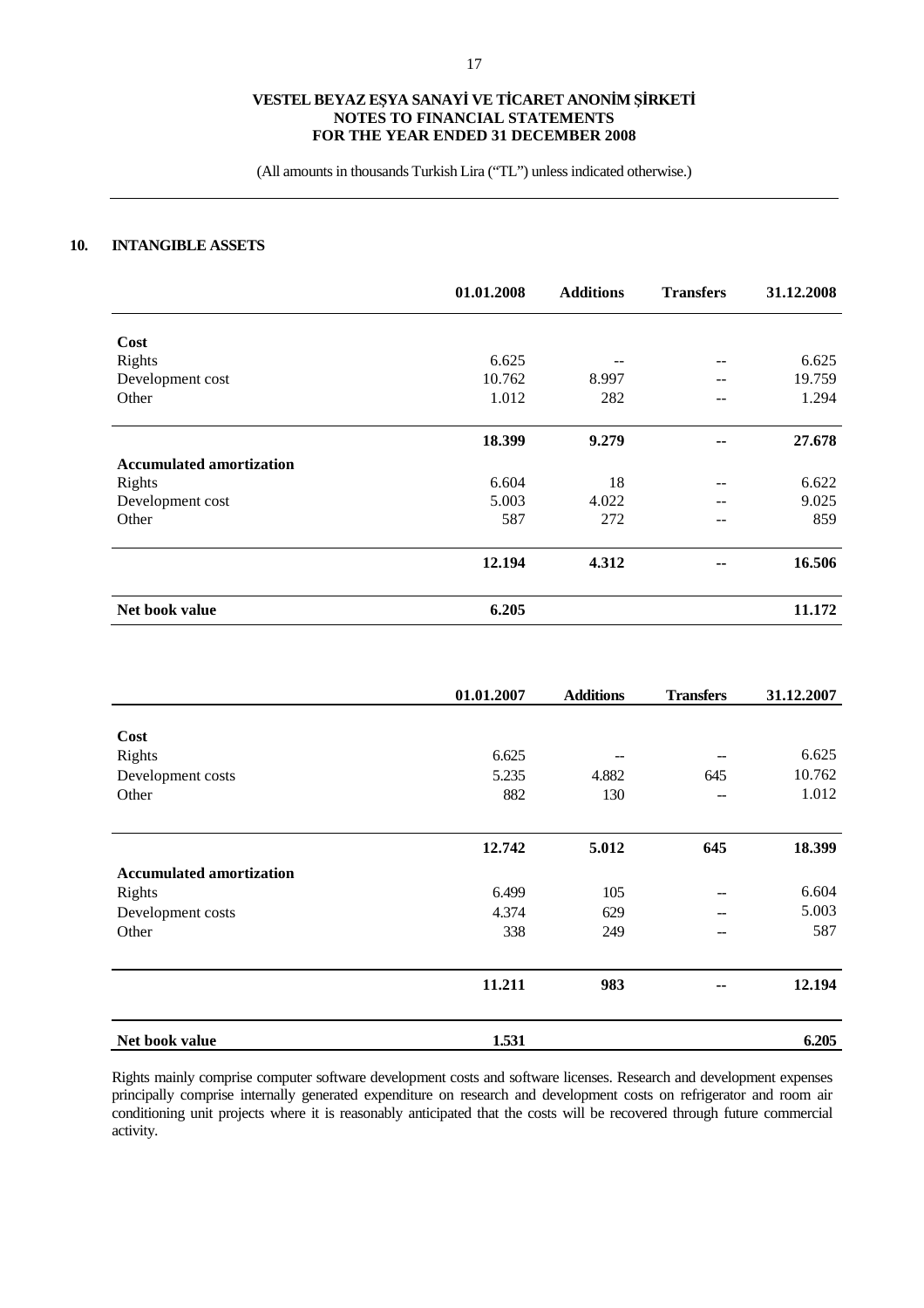## 10. INTANGIBLE ASSETS

| | 01.01.2008 | Additions | Transfers | 31.12.2008 |
|---|---|---|---|---|
| **Cost** | | | | |
| Rights | 6.625 | -- | -- | 6.625 |
| Development cost | 10.762 | 8.997 | -- | 19.759 |
| Other | 1.012 | 282 | -- | 1.294 |
| | **18.399** | **9.279** | **--** | **27.678** |
| **Accumulated amortization** | | | | |
| Rights | 6.604 | 18 | -- | 6.622 |
| Development cost | 5.003 | 4.022 | -- | 9.025 |
| Other | 587 | 272 | -- | 859 |
| | **12.194** | **4.312** | **--** | **16.506** |
| **Net book value** | **6.205** | | | **11.172** |

| | 01.01.2007 | Additions | Transfers | 31.12.2007 |
|---|---|---|---|---|
| **Cost** | | | | |
| Rights | 6.625 | -- | -- | 6.625 |
| Development costs | 5.235 | 4.882 | 645 | 10.762 |
| Other | 882 | 130 | -- | 1.012 |
| | **12.742** | **5.012** | **645** | **18.399** |
| **Accumulated amortization** | | | | |
| Rights | 6.499 | 105 | -- | 6.604 |
| Development costs | 4.374 | 629 | -- | 5.003 |
| Other | 338 | 249 | -- | 587 |
| | **11.211** | **983** | **--** | **12.194** |
| **Net book value** | **1.531** | | | **6.205** |

Rights mainly comprise computer software development costs and software licenses. Research and development expenses principally comprise internally generated expenditure on research and development costs on refrigerator and room air conditioning unit projects where it is reasonably anticipated that the costs will be recovered through future commercial activity.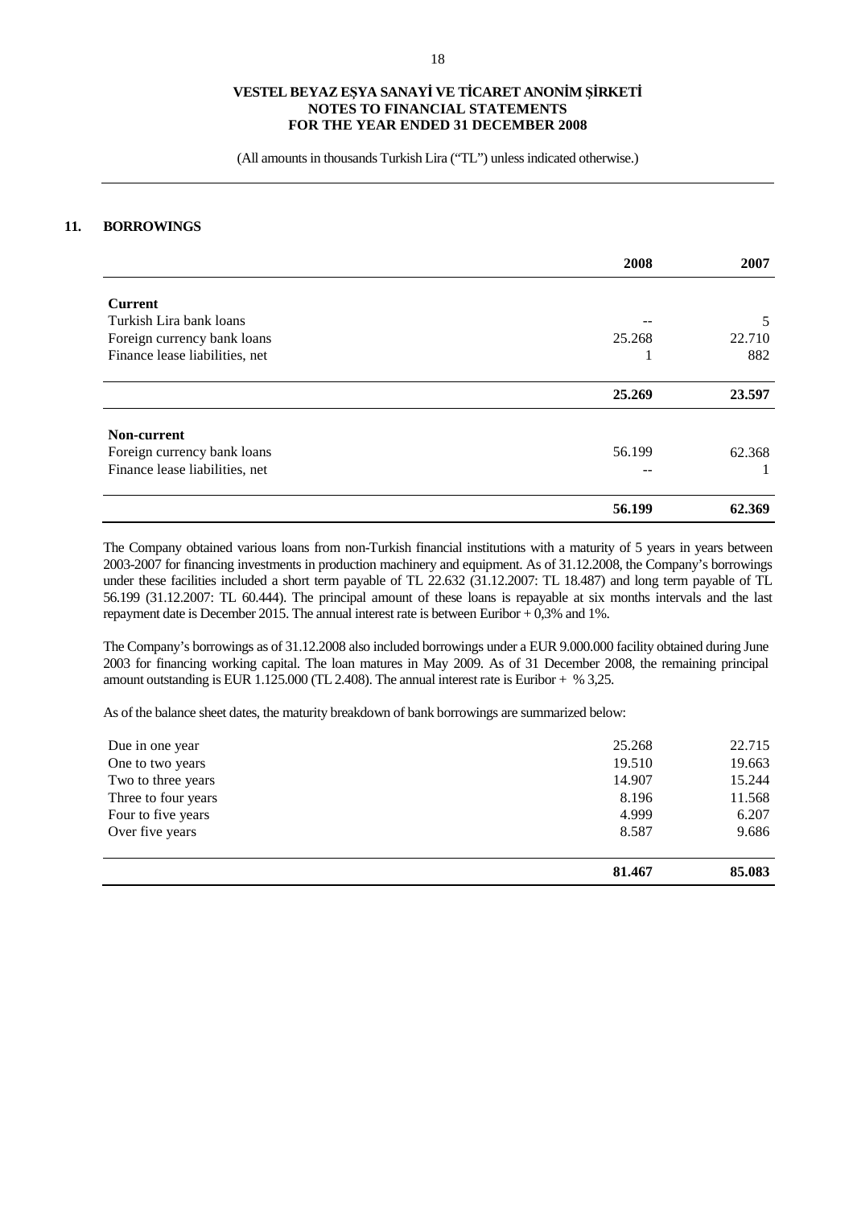VESTEL BEYAZ EŞYA SANAYİ VE TİCARET ANONİM ŞİRKETİ
NOTES TO FINANCIAL STATEMENTS
FOR THE YEAR ENDED 31 DECEMBER 2008

(All amounts in thousands Turkish Lira ("TL") unless indicated otherwise.)

## 11. BORROWINGS

| | 2008 | 2007 |
|---|---|---|
| **Current** | | |
| Turkish Lira bank loans | -- | 5 |
| Foreign currency bank loans | 25.268 | 22.710 |
| Finance lease liabilities, net | 1 | 882 |
| | **25.269** | **23.597** |
| **Non-current** | | |
| Foreign currency bank loans | 56.199 | 62.368 |
| Finance lease liabilities, net | -- | 1 |
| | **56.199** | **62.369** |

The Company obtained various loans from non-Turkish financial institutions with a maturity of 5 years in years between 2003-2007 for financing investments in production machinery and equipment. As of 31.12.2008, the Company's borrowings under these facilities included a short term payable of TL 22.632 (31.12.2007: TL 18.487) and long term payable of TL 56.199 (31.12.2007: TL 60.444). The principal amount of these loans is repayable at six months intervals and the last repayment date is December 2015. The annual interest rate is between Euribor + 0,3% and 1%.

The Company's borrowings as of 31.12.2008 also included borrowings under a EUR 9.000.000 facility obtained during June 2003 for financing working capital. The loan matures in May 2009. As of 31 December 2008, the remaining principal amount outstanding is EUR 1.125.000 (TL 2.408). The annual interest rate is Euribor + % 3,25.

As of the balance sheet dates, the maturity breakdown of bank borrowings are summarized below:

| | 2008 | 2007 |
|---|---|---|
| Due in one year | 25.268 | 22.715 |
| One to two years | 19.510 | 19.663 |
| Two to three years | 14.907 | 15.244 |
| Three to four years | 8.196 | 11.568 |
| Four to five years | 4.999 | 6.207 |
| Over five years | 8.587 | 9.686 |
| | **81.467** | **85.083** |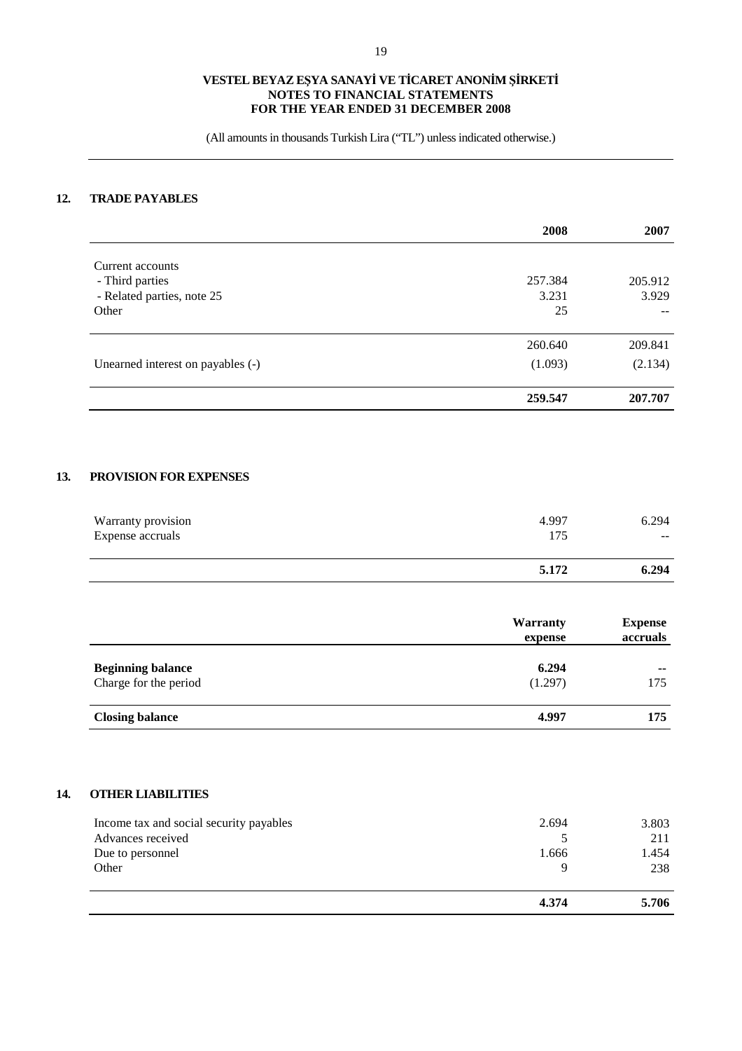**VESTEL BEYAZ EŞYA SANAYİ VE TİCARET ANONİM ŞİRKETİ**
**NOTES TO FINANCIAL STATEMENTS**
**FOR THE YEAR ENDED 31 DECEMBER 2008**

(All amounts in thousands Turkish Lira ("TL") unless indicated otherwise.)

## 12. TRADE PAYABLES

| | 2008 | 2007 |
|---|---|---|
| Current accounts | | |
| - Third parties | 257.384 | 205.912 |
| - Related parties, note 25 | 3.231 | 3.929 |
| Other | 25 | -- |
| | 260.640 | 209.841 |
| Unearned interest on payables (-) | (1.093) | (2.134) |
| | **259.547** | **207.707** |

## 13. PROVISION FOR EXPENSES

| | 2008 | 2007 |
|---|---|---|
| Warranty provision | 4.997 | 6.294 |
| Expense accruals | 175 | -- |
| | **5.172** | **6.294** |

| | Warranty expense | Expense accruals |
|---|---|---|
| **Beginning balance** | **6.294** | **--** |
| Charge for the period | (1.297) | 175 |
| **Closing balance** | **4.997** | **175** |

## 14. OTHER LIABILITIES

| | 2008 | 2007 |
|---|---|---|
| Income tax and social security payables | 2.694 | 3.803 |
| Advances received | 5 | 211 |
| Due to personnel | 1.666 | 1.454 |
| Other | 9 | 238 |
| | **4.374** | **5.706** |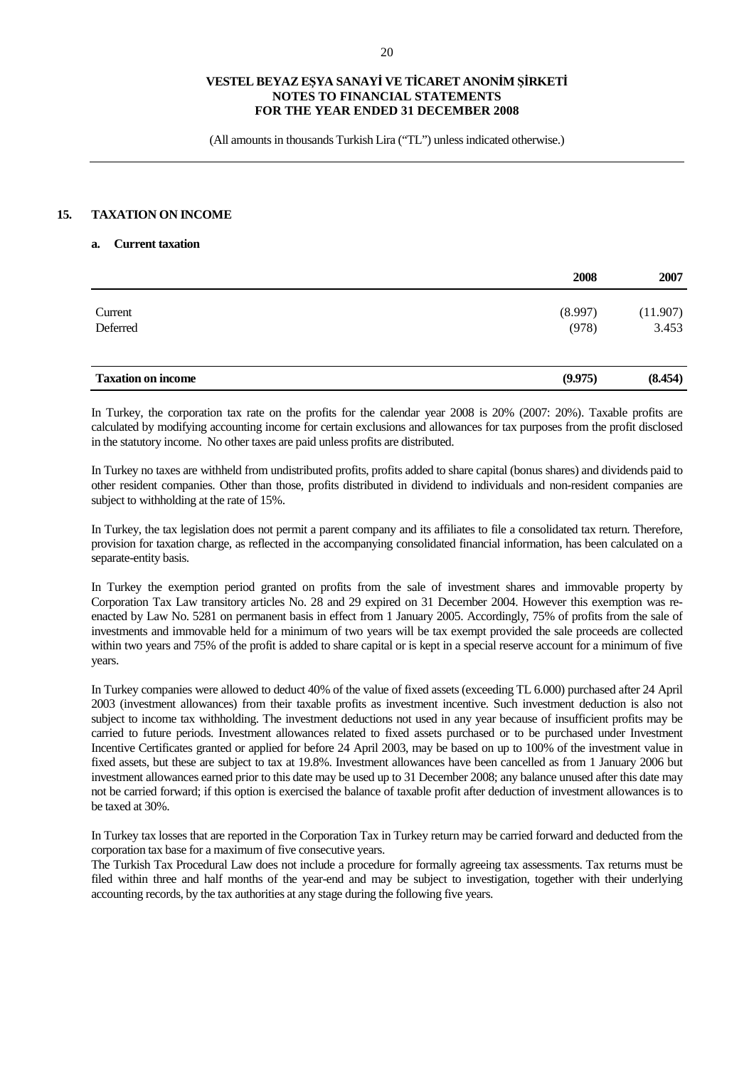## 15. TAXATION ON INCOME

### a. Current taxation

| | 2008 | 2007 |
|---|---|---|
| Current | (8.997) | (11.907) |
| Deferred | (978) | 3.453 |
| **Taxation on income** | **(9.975)** | **(8.454)** |

In Turkey, the corporation tax rate on the profits for the calendar year 2008 is 20% (2007: 20%). Taxable profits are calculated by modifying accounting income for certain exclusions and allowances for tax purposes from the profit disclosed in the statutory income. No other taxes are paid unless profits are distributed.

In Turkey no taxes are withheld from undistributed profits, profits added to share capital (bonus shares) and dividends paid to other resident companies. Other than those, profits distributed in dividend to individuals and non-resident companies are subject to withholding at the rate of 15%.

In Turkey, the tax legislation does not permit a parent company and its affiliates to file a consolidated tax return. Therefore, provision for taxation charge, as reflected in the accompanying consolidated financial information, has been calculated on a separate-entity basis.

In Turkey the exemption period granted on profits from the sale of investment shares and immovable property by Corporation Tax Law transitory articles No. 28 and 29 expired on 31 December 2004. However this exemption was re-enacted by Law No. 5281 on permanent basis in effect from 1 January 2005. Accordingly, 75% of profits from the sale of investments and immovable held for a minimum of two years will be tax exempt provided the sale proceeds are collected within two years and 75% of the profit is added to share capital or is kept in a special reserve account for a minimum of five years.

In Turkey companies were allowed to deduct 40% of the value of fixed assets (exceeding TL 6.000) purchased after 24 April 2003 (investment allowances) from their taxable profits as investment incentive. Such investment deduction is also not subject to income tax withholding. The investment deductions not used in any year because of insufficient profits may be carried to future periods. Investment allowances related to fixed assets purchased or to be purchased under Investment Incentive Certificates granted or applied for before 24 April 2003, may be based on up to 100% of the investment value in fixed assets, but these are subject to tax at 19.8%. Investment allowances have been cancelled as from 1 January 2006 but investment allowances earned prior to this date may be used up to 31 December 2008; any balance unused after this date may not be carried forward; if this option is exercised the balance of taxable profit after deduction of investment allowances is to be taxed at 30%.

In Turkey tax losses that are reported in the Corporation Tax in Turkey return may be carried forward and deducted from the corporation tax base for a maximum of five consecutive years.

The Turkish Tax Procedural Law does not include a procedure for formally agreeing tax assessments. Tax returns must be filed within three and half months of the year-end and may be subject to investigation, together with their underlying accounting records, by the tax authorities at any stage during the following five years.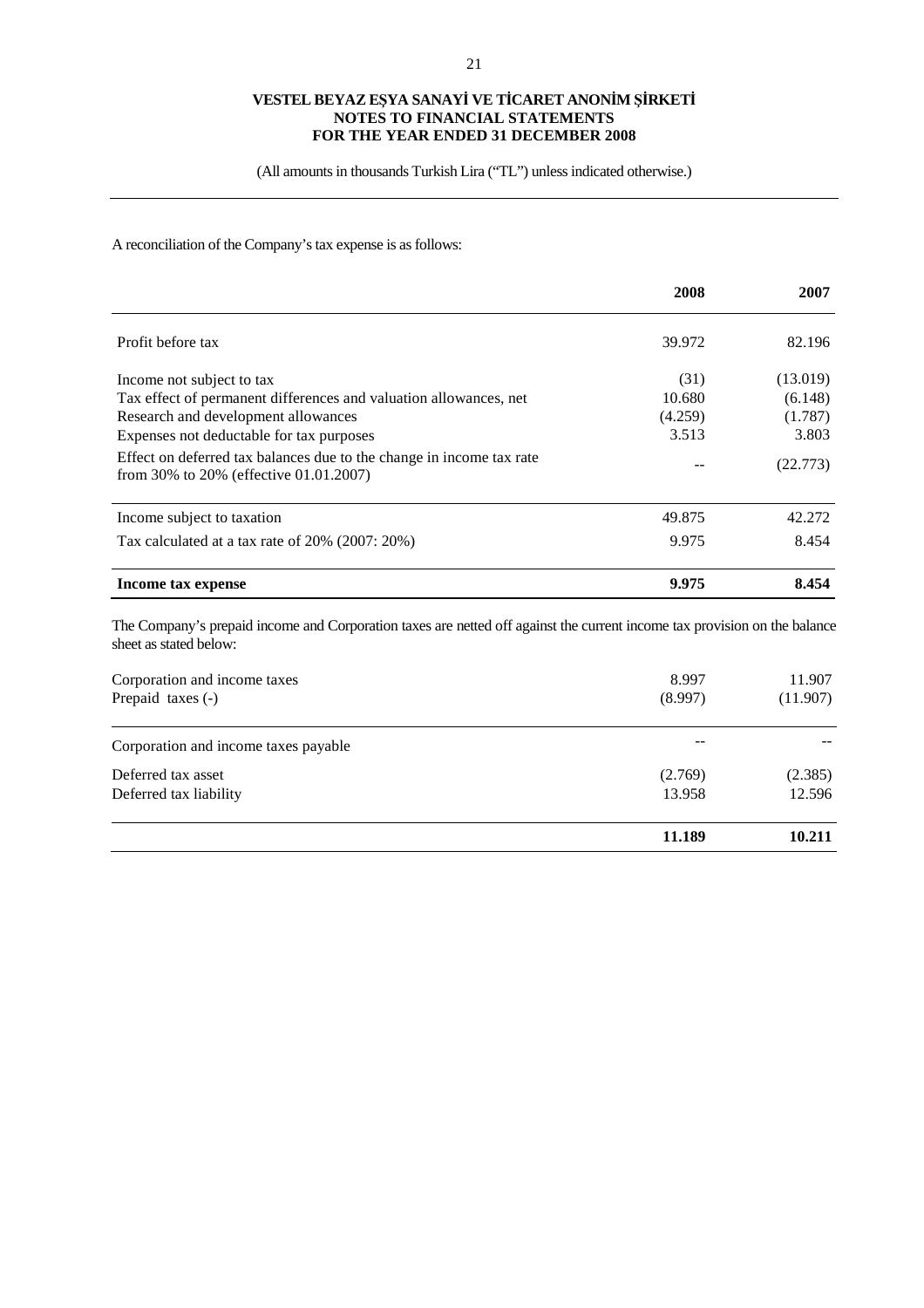A reconciliation of the Company's tax expense is as follows:

| | 2008 | 2007 |
|---|---|---|
| Profit before tax | 39.972 | 82.196 |
| Income not subject to tax | (31) | (13.019) |
| Tax effect of permanent differences and valuation allowances, net | 10.680 | (6.148) |
| Research and development allowances | (4.259) | (1.787) |
| Expenses not deductable for tax purposes | 3.513 | 3.803 |
| Effect on deferred tax balances due to the change in income tax rate from 30% to 20% (effective 01.01.2007) | -- | (22.773) |
| Income subject to taxation | 49.875 | 42.272 |
| Tax calculated at a tax rate of 20% (2007: 20%) | 9.975 | 8.454 |
| **Income tax expense** | **9.975** | **8.454** |

The Company's prepaid income and Corporation taxes are netted off against the current income tax provision on the balance sheet as stated below:

| | | |
|---|---|---|
| Corporation and income taxes | 8.997 | 11.907 |
| Prepaid taxes (-) | (8.997) | (11.907) |
| Corporation and income taxes payable | -- | -- |
| Deferred tax asset | (2.769) | (2.385) |
| Deferred tax liability | 13.958 | 12.596 |
| | **11.189** | **10.211** |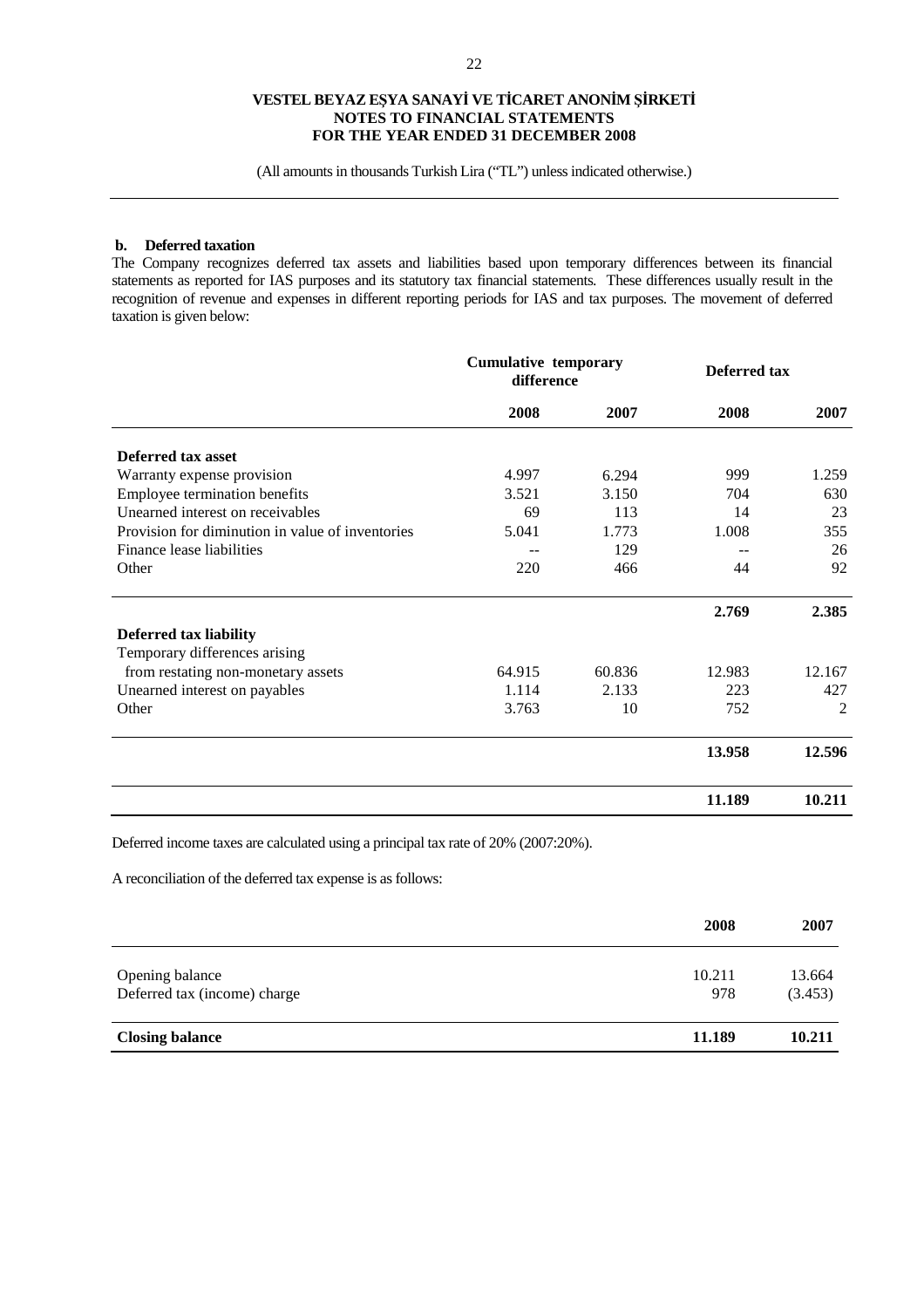**b. Deferred taxation**

The Company recognizes deferred tax assets and liabilities based upon temporary differences between its financial statements as reported for IAS purposes and its statutory tax financial statements. These differences usually result in the recognition of revenue and expenses in different reporting periods for IAS and tax purposes. The movement of deferred taxation is given below:

| | Cumulative temporary difference | | Deferred tax | |
|---|---|---|---|---|
| | **2008** | **2007** | **2008** | **2007** |
| **Deferred tax asset** | | | | |
| Warranty expense provision | 4.997 | 6.294 | 999 | 1.259 |
| Employee termination benefits | 3.521 | 3.150 | 704 | 630 |
| Unearned interest on receivables | 69 | 113 | 14 | 23 |
| Provision for diminution in value of inventories | 5.041 | 1.773 | 1.008 | 355 |
| Finance lease liabilities | -- | 129 | -- | 26 |
| Other | 220 | 466 | 44 | 92 |
| | | | **2.769** | **2.385** |
| **Deferred tax liability** | | | | |
| Temporary differences arising from restating non-monetary assets | 64.915 | 60.836 | 12.983 | 12.167 |
| Unearned interest on payables | 1.114 | 2.133 | 223 | 427 |
| Other | 3.763 | 10 | 752 | 2 |
| | | | **13.958** | **12.596** |
| | | | **11.189** | **10.211** |

Deferred income taxes are calculated using a principal tax rate of 20% (2007:20%).

A reconciliation of the deferred tax expense is as follows:

| | 2008 | 2007 |
|---|---|---|
| Opening balance | 10.211 | 13.664 |
| Deferred tax (income) charge | 978 | (3.453) |
| **Closing balance** | **11.189** | **10.211** |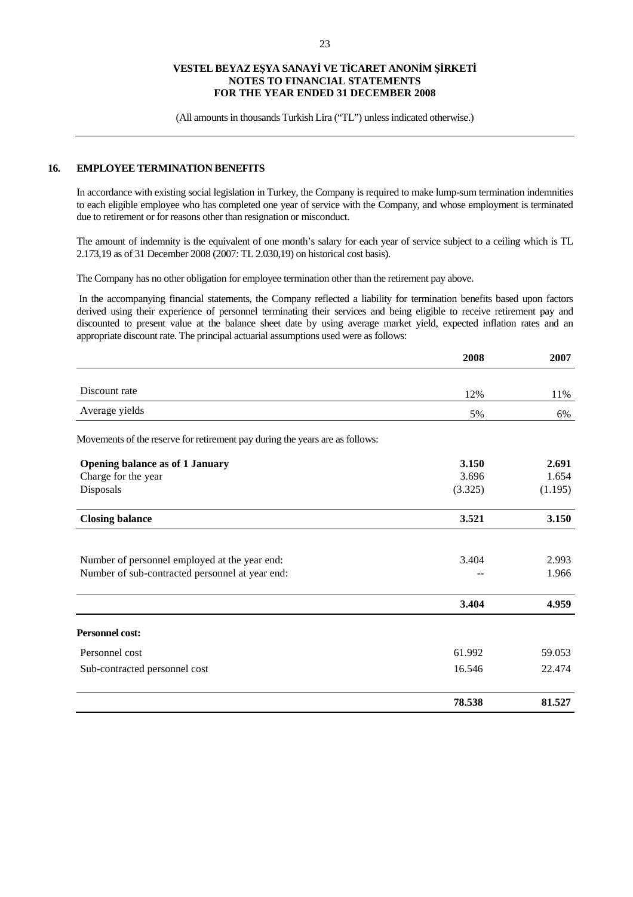VESTEL BEYAZ EŞYA SANAYİ VE TİCARET ANONİM ŞİRKETİ
NOTES TO FINANCIAL STATEMENTS
FOR THE YEAR ENDED 31 DECEMBER 2008

(All amounts in thousands Turkish Lira ("TL") unless indicated otherwise.)

## 16. EMPLOYEE TERMINATION BENEFITS

In accordance with existing social legislation in Turkey, the Company is required to make lump-sum termination indemnities to each eligible employee who has completed one year of service with the Company, and whose employment is terminated due to retirement or for reasons other than resignation or misconduct.

The amount of indemnity is the equivalent of one month's salary for each year of service subject to a ceiling which is TL 2.173,19 as of 31 December 2008 (2007: TL 2.030,19) on historical cost basis).

The Company has no other obligation for employee termination other than the retirement pay above.

In the accompanying financial statements, the Company reflected a liability for termination benefits based upon factors derived using their experience of personnel terminating their services and being eligible to receive retirement pay and discounted to present value at the balance sheet date by using average market yield, expected inflation rates and an appropriate discount rate. The principal actuarial assumptions used were as follows:

| | 2008 | 2007 |
|---|---|---|
| Discount rate | 12% | 11% |
| Average yields | 5% | 6% |

Movements of the reserve for retirement pay during the years are as follows:

| | 2008 | 2007 |
|---|---|---|
| **Opening balance as of 1 January** | **3.150** | **2.691** |
| Charge for the year | 3.696 | 1.654 |
| Disposals | (3.325) | (1.195) |
| **Closing balance** | **3.521** | **3.150** |

| | 2008 | 2007 |
|---|---|---|
| Number of personnel employed at the year end: | 3.404 | 2.993 |
| Number of sub-contracted personnel at year end: | -- | 1.966 |
| | **3.404** | **4.959** |

| **Personnel cost:** | 2008 | 2007 |
|---|---|---|
| Personnel cost | 61.992 | 59.053 |
| Sub-contracted personnel cost | 16.546 | 22.474 |
| | **78.538** | **81.527** |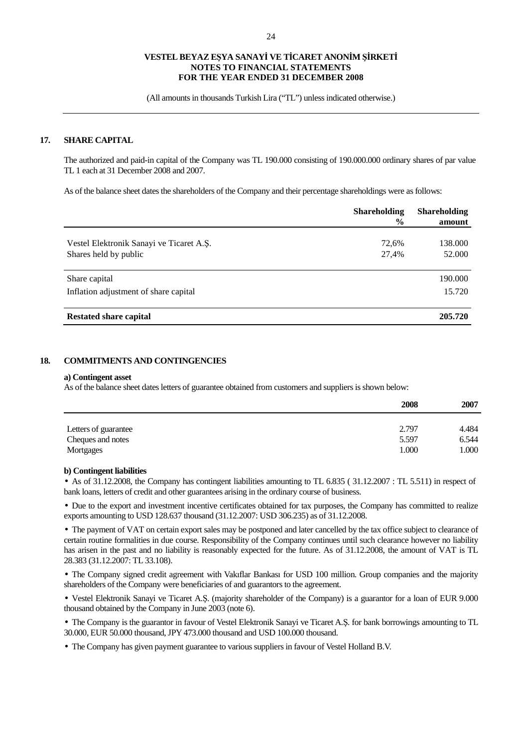**VESTEL BEYAZ EŞYA SANAYİ VE TİCARET ANONİM ŞİRKETİ**
**NOTES TO FINANCIAL STATEMENTS**
**FOR THE YEAR ENDED 31 DECEMBER 2008**

(All amounts in thousands Turkish Lira ("TL") unless indicated otherwise.)

## 17. SHARE CAPITAL

The authorized and paid-in capital of the Company was TL 190.000 consisting of 190.000.000 ordinary shares of par value TL 1 each at 31 December 2008 and 2007.

As of the balance sheet dates the shareholders of the Company and their percentage shareholdings were as follows:

| | Shareholding % | Shareholding amount |
|---|---|---|
| Vestel Elektronik Sanayi ve Ticaret A.Ş. | 72,6% | 138.000 |
| Shares held by public | 27,4% | 52.000 |
| Share capital | | 190.000 |
| Inflation adjustment of share capital | | 15.720 |
| **Restated share capital** | | **205.720** |

## 18. COMMITMENTS AND CONTINGENCIES

**a) Contingent asset**

As of the balance sheet dates letters of guarantee obtained from customers and suppliers is shown below:

| | 2008 | 2007 |
|---|---|---|
| Letters of guarantee | 2.797 | 4.484 |
| Cheques and notes | 5.597 | 6.544 |
| Mortgages | 1.000 | 1.000 |

**b) Contingent liabilities**

- As of 31.12.2008, the Company has contingent liabilities amounting to TL 6.835 ( 31.12.2007 : TL 5.511) in respect of bank loans, letters of credit and other guarantees arising in the ordinary course of business.
- Due to the export and investment incentive certificates obtained for tax purposes, the Company has committed to realize exports amounting to USD 128.637 thousand (31.12.2007: USD 306.235) as of 31.12.2008.
- The payment of VAT on certain export sales may be postponed and later cancelled by the tax office subject to clearance of certain routine formalities in due course. Responsibility of the Company continues until such clearance however no liability has arisen in the past and no liability is reasonably expected for the future. As of 31.12.2008, the amount of VAT is TL 28.383 (31.12.2007: TL 33.108).
- The Company signed credit agreement with Vakıflar Bankası for USD 100 million. Group companies and the majority shareholders of the Company were beneficiaries of and guarantors to the agreement.
- Vestel Elektronik Sanayi ve Ticaret A.Ş. (majority shareholder of the Company) is a guarantor for a loan of EUR 9.000 thousand obtained by the Company in June 2003 (note 6).
- The Company is the guarantor in favour of Vestel Elektronik Sanayi ve Ticaret A.Ş. for bank borrowings amounting to TL 30.000, EUR 50.000 thousand, JPY 473.000 thousand and USD 100.000 thousand.
- The Company has given payment guarantee to various suppliers in favour of Vestel Holland B.V.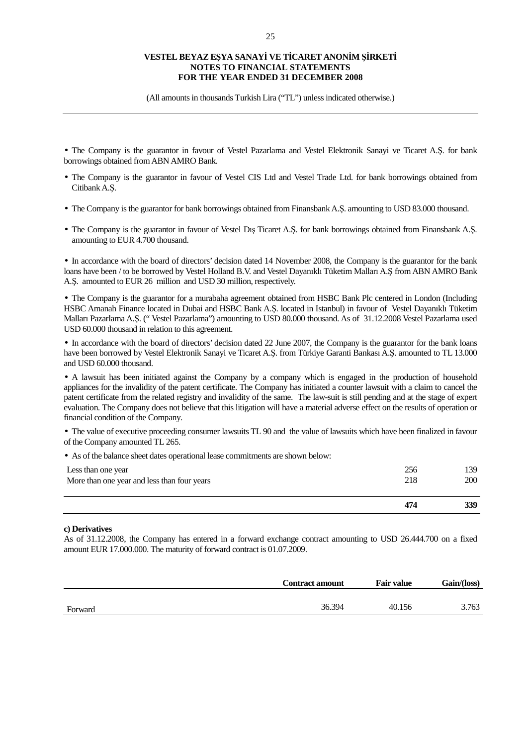- The Company is the guarantor in favour of Vestel Pazarlama and Vestel Elektronik Sanayi ve Ticaret A.Ş. for bank borrowings obtained from ABN AMRO Bank.

- The Company is the guarantor in favour of Vestel CIS Ltd and Vestel Trade Ltd. for bank borrowings obtained from Citibank A.Ş.

- The Company is the guarantor for bank borrowings obtained from Finansbank A.Ş. amounting to USD 83.000 thousand.

- The Company is the guarantor in favour of Vestel Dış Ticaret A.Ş. for bank borrowings obtained from Finansbank A.Ş. amounting to EUR 4.700 thousand.

- In accordance with the board of directors' decision dated 14 November 2008, the Company is the guarantor for the bank loans have been / to be borrowed by Vestel Holland B.V. and Vestel Dayanıklı Tüketim Malları A.Ş from ABN AMRO Bank A.Ş. amounted to EUR 26 million and USD 30 million, respectively.

- The Company is the guarantor for a murabaha agreement obtained from HSBC Bank Plc centered in London (Including HSBC Amanah Finance located in Dubai and HSBC Bank A.Ş. located in Istanbul) in favour of Vestel Dayanıklı Tüketim Malları Pazarlama A.Ş. (" Vestel Pazarlama") amounting to USD 80.000 thousand. As of 31.12.2008 Vestel Pazarlama used USD 60.000 thousand in relation to this agreement.

- In accordance with the board of directors' decision dated 22 June 2007, the Company is the guarantor for the bank loans have been borrowed by Vestel Elektronik Sanayi ve Ticaret A.Ş. from Türkiye Garanti Bankası A.Ş. amounted to TL 13.000 and USD 60.000 thousand.

- A lawsuit has been initiated against the Company by a company which is engaged in the production of household appliances for the invalidity of the patent certificate. The Company has initiated a counter lawsuit with a claim to cancel the patent certificate from the related registry and invalidity of the same. The law-suit is still pending and at the stage of expert evaluation. The Company does not believe that this litigation will have a material adverse effect on the results of operation or financial condition of the Company.

- The value of executive proceeding consumer lawsuits TL 90 and the value of lawsuits which have been finalized in favour of the Company amounted TL 265.

- As of the balance sheet dates operational lease commitments are shown below:

| | | |
|---|---|---|
| Less than one year | 256 | 139 |
| More than one year and less than four years | 218 | 200 |
| | **474** | **339** |

**c) Derivatives**

As of 31.12.2008, the Company has entered in a forward exchange contract amounting to USD 26.444.700 on a fixed amount EUR 17.000.000. The maturity of forward contract is 01.07.2009.

| | Contract amount | Fair value | Gain/(loss) |
|---|---|---|---|
| Forward | 36.394 | 40.156 | 3.763 |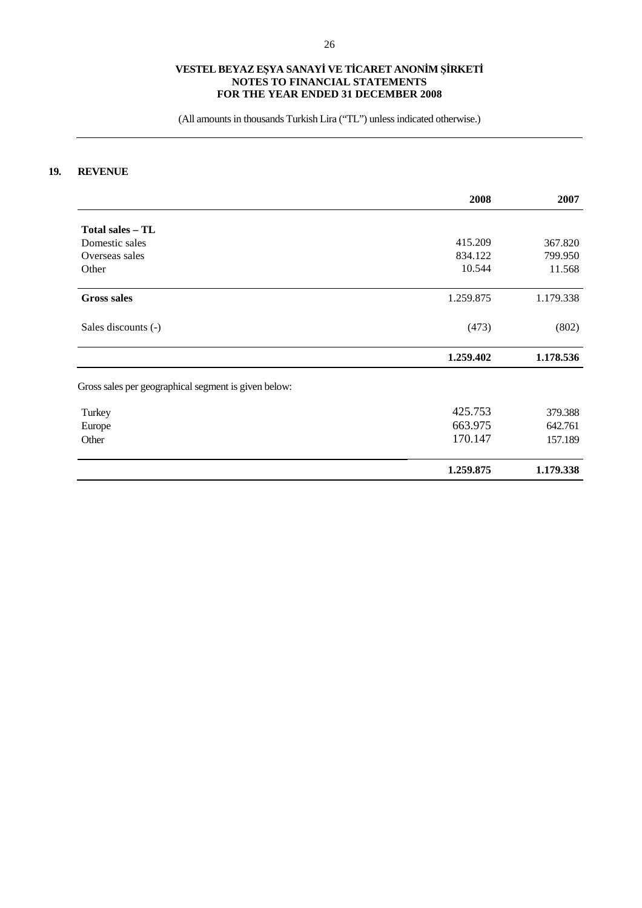## 19. REVENUE

| | 2008 | 2007 |
|---|---|---|
| **Total sales – TL** | | |
| Domestic sales | 415.209 | 367.820 |
| Overseas sales | 834.122 | 799.950 |
| Other | 10.544 | 11.568 |
| **Gross sales** | 1.259.875 | 1.179.338 |
| Sales discounts (-) | (473) | (802) |
| | **1.259.402** | **1.178.536** |

Gross sales per geographical segment is given below:

| | | |
|---|---|---|
| Turkey | 425.753 | 379.388 |
| Europe | 663.975 | 642.761 |
| Other | 170.147 | 157.189 |
| | **1.259.875** | **1.179.338** |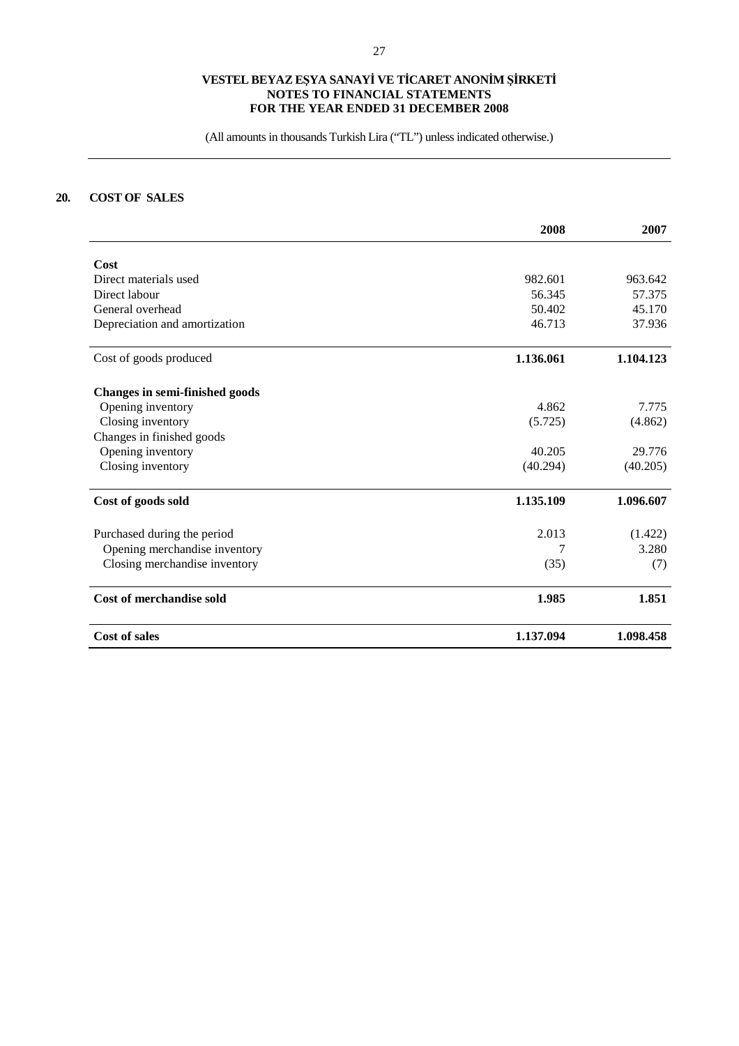**VESTEL BEYAZ EŞYA SANAYİ VE TİCARET ANONİM ŞİRKETİ**
**NOTES TO FINANCIAL STATEMENTS**
**FOR THE YEAR ENDED 31 DECEMBER 2008**

(All amounts in thousands Turkish Lira ("TL") unless indicated otherwise.)

## 20. COST OF SALES

| | **2008** | **2007** |
|---|---|---|
| **Cost** | | |
| Direct materials used | 982.601 | 963.642 |
| Direct labour | 56.345 | 57.375 |
| General overhead | 50.402 | 45.170 |
| Depreciation and amortization | 46.713 | 37.936 |
| Cost of goods produced | **1.136.061** | **1.104.123** |
| **Changes in semi-finished goods** | | |
| Opening inventory | 4.862 | 7.775 |
| Closing inventory | (5.725) | (4.862) |
| Changes in finished goods | | |
| Opening inventory | 40.205 | 29.776 |
| Closing inventory | (40.294) | (40.205) |
| **Cost of goods sold** | **1.135.109** | **1.096.607** |
| Purchased during the period | 2.013 | (1.422) |
| Opening merchandise inventory | 7 | 3.280 |
| Closing merchandise inventory | (35) | (7) |
| **Cost of merchandise sold** | **1.985** | **1.851** |
| **Cost of sales** | **1.137.094** | **1.098.458** |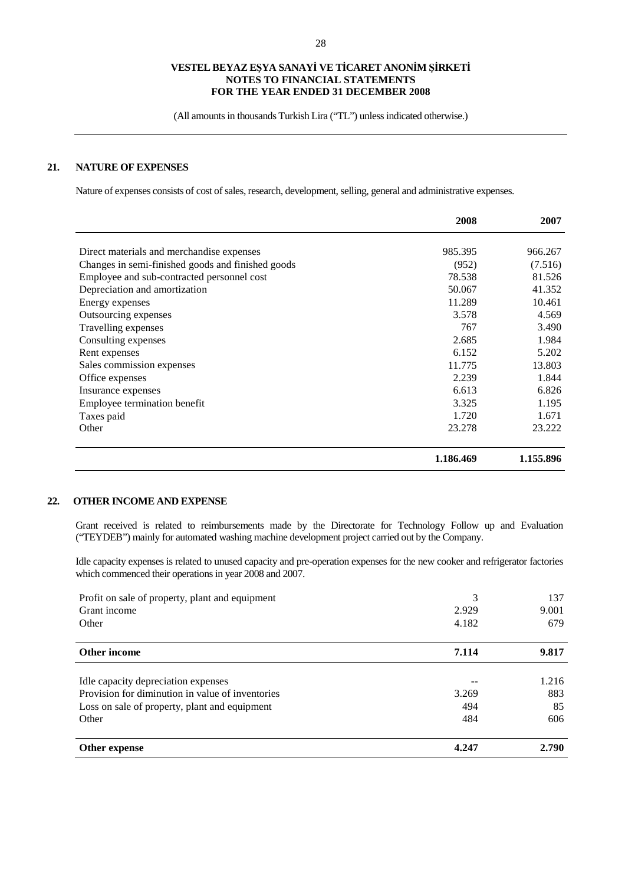**VESTEL BEYAZ EŞYA SANAYİ VE TİCARET ANONİM ŞİRKETİ**
**NOTES TO FINANCIAL STATEMENTS**
**FOR THE YEAR ENDED 31 DECEMBER 2008**

(All amounts in thousands Turkish Lira ("TL") unless indicated otherwise.)

## 21. NATURE OF EXPENSES

Nature of expenses consists of cost of sales, research, development, selling, general and administrative expenses.

| | 2008 | 2007 |
|---|---|---|
| Direct materials and merchandise expenses | 985.395 | 966.267 |
| Changes in semi-finished goods and finished goods | (952) | (7.516) |
| Employee and sub-contracted personnel cost | 78.538 | 81.526 |
| Depreciation and amortization | 50.067 | 41.352 |
| Energy expenses | 11.289 | 10.461 |
| Outsourcing expenses | 3.578 | 4.569 |
| Travelling expenses | 767 | 3.490 |
| Consulting expenses | 2.685 | 1.984 |
| Rent expenses | 6.152 | 5.202 |
| Sales commission expenses | 11.775 | 13.803 |
| Office expenses | 2.239 | 1.844 |
| Insurance expenses | 6.613 | 6.826 |
| Employee termination benefit | 3.325 | 1.195 |
| Taxes paid | 1.720 | 1.671 |
| Other | 23.278 | 23.222 |
| | **1.186.469** | **1.155.896** |

## 22. OTHER INCOME AND EXPENSE

Grant received is related to reimbursements made by the Directorate for Technology Follow up and Evaluation ("TEYDEB") mainly for automated washing machine development project carried out by the Company.

Idle capacity expenses is related to unused capacity and pre-operation expenses for the new cooker and refrigerator factories which commenced their operations in year 2008 and 2007.

| | | |
|---|---|---|
| Profit on sale of property, plant and equipment | 3 | 137 |
| Grant income | 2.929 | 9.001 |
| Other | 4.182 | 679 |
| **Other income** | **7.114** | **9.817** |
| Idle capacity depreciation expenses | -- | 1.216 |
| Provision for diminution in value of inventories | 3.269 | 883 |
| Loss on sale of property, plant and equipment | 494 | 85 |
| Other | 484 | 606 |
| **Other expense** | **4.247** | **2.790** |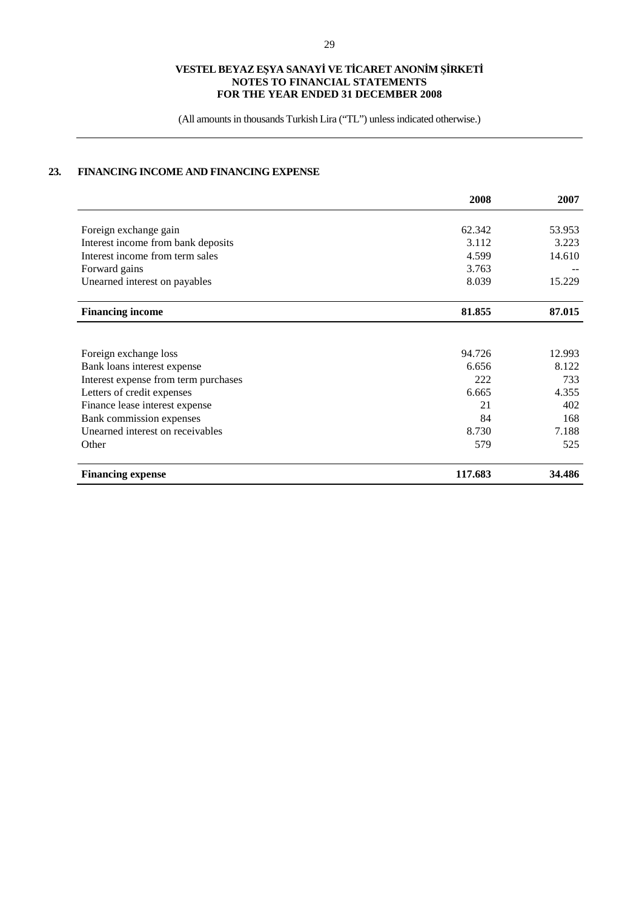## 23. FINANCING INCOME AND FINANCING EXPENSE

| | 2008 | 2007 |
|---|---|---|
| Foreign exchange gain | 62.342 | 53.953 |
| Interest income from bank deposits | 3.112 | 3.223 |
| Interest income from term sales | 4.599 | 14.610 |
| Forward gains | 3.763 | -- |
| Unearned interest on payables | 8.039 | 15.229 |
| **Financing income** | **81.855** | **87.015** |

| | 2008 | 2007 |
|---|---|---|
| Foreign exchange loss | 94.726 | 12.993 |
| Bank loans interest expense | 6.656 | 8.122 |
| Interest expense from term purchases | 222 | 733 |
| Letters of credit expenses | 6.665 | 4.355 |
| Finance lease interest expense | 21 | 402 |
| Bank commission expenses | 84 | 168 |
| Unearned interest on receivables | 8.730 | 7.188 |
| Other | 579 | 525 |
| **Financing expense** | **117.683** | **34.486** |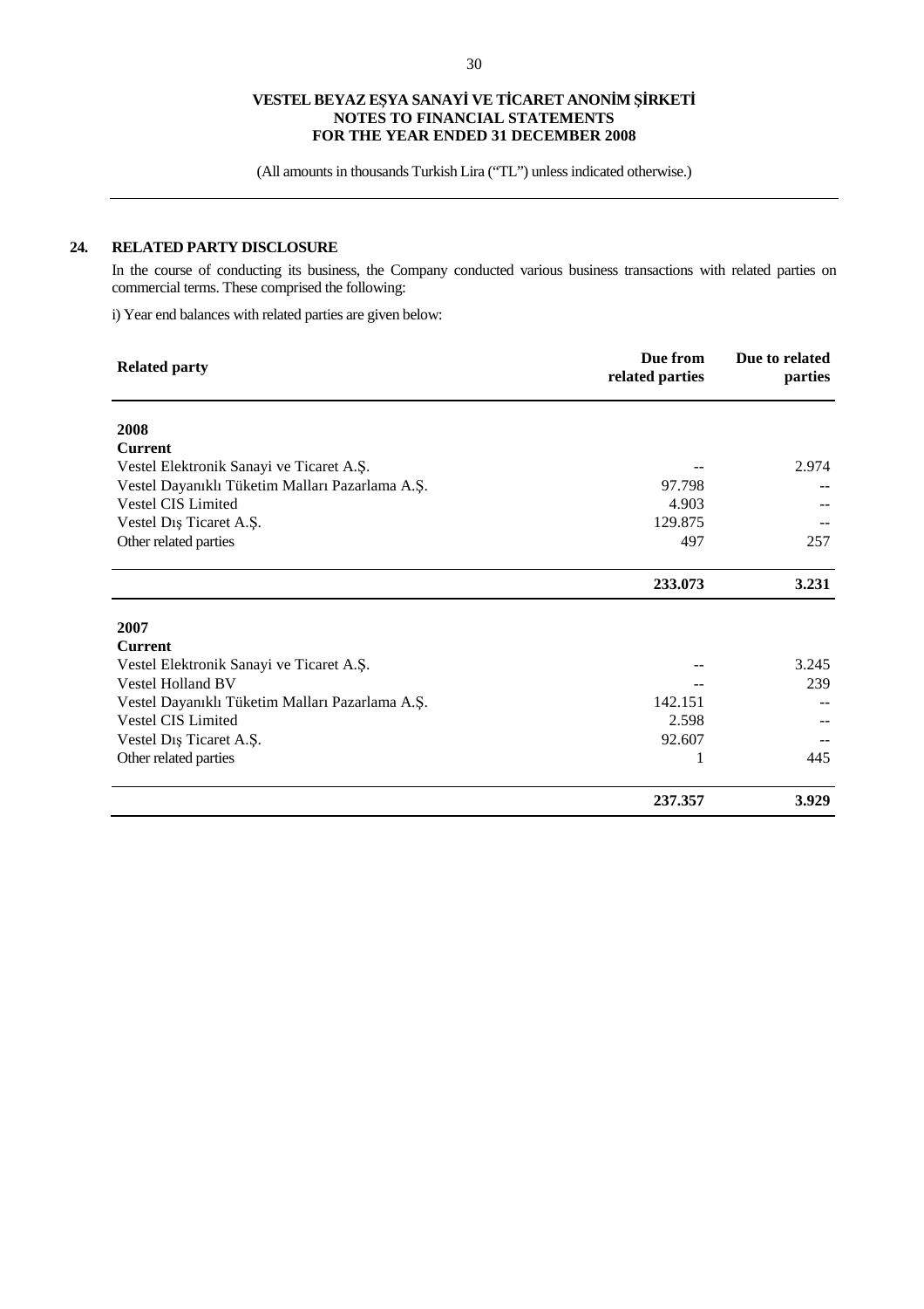## 24. RELATED PARTY DISCLOSURE

In the course of conducting its business, the Company conducted various business transactions with related parties on commercial terms. These comprised the following:

i) Year end balances with related parties are given below:

| Related party | Due from related parties | Due to related parties |
|---|---|---|
| **2008** | | |
| **Current** | | |
| Vestel Elektronik Sanayi ve Ticaret A.Ş. | -- | 2.974 |
| Vestel Dayanıklı Tüketim Malları Pazarlama A.Ş. | 97.798 | -- |
| Vestel CIS Limited | 4.903 | -- |
| Vestel Dış Ticaret A.Ş. | 129.875 | -- |
| Other related parties | 497 | 257 |
| | **233.073** | **3.231** |
| **2007** | | |
| **Current** | | |
| Vestel Elektronik Sanayi ve Ticaret A.Ş. | -- | 3.245 |
| Vestel Holland BV | -- | 239 |
| Vestel Dayanıklı Tüketim Malları Pazarlama A.Ş. | 142.151 | -- |
| Vestel CIS Limited | 2.598 | -- |
| Vestel Dış Ticaret A.Ş. | 92.607 | -- |
| Other related parties | 1 | 445 |
| | **237.357** | **3.929** |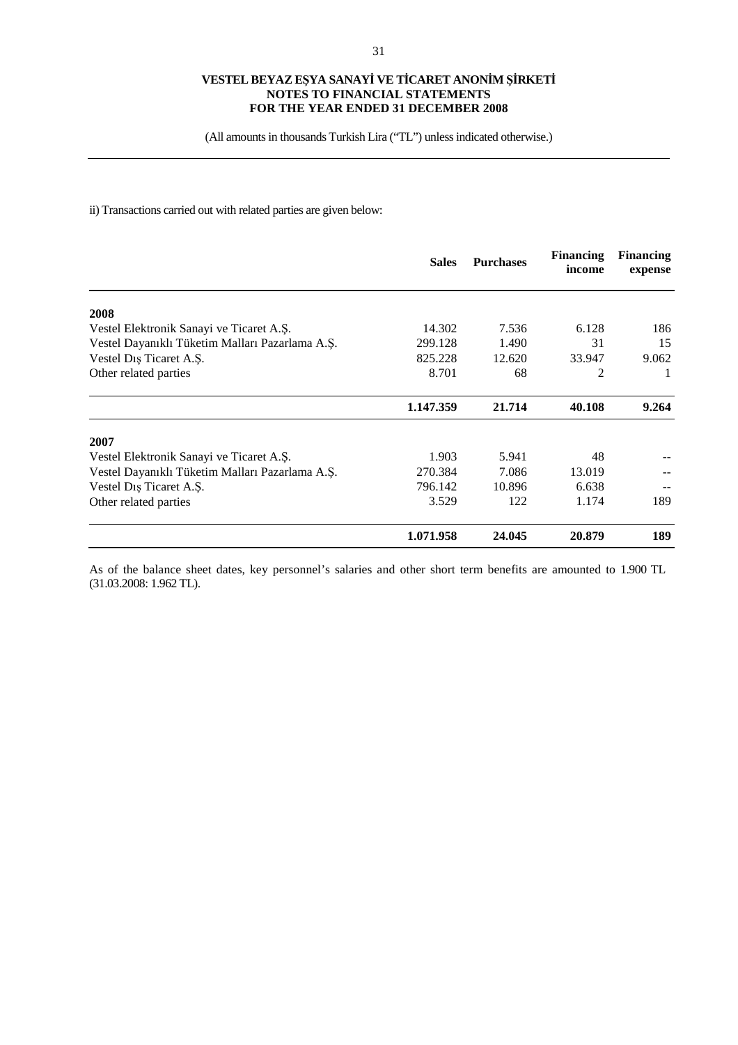ii) Transactions carried out with related parties are given below:

| | Sales | Purchases | Financing income | Financing expense |
|---|---|---|---|---|
| **2008** | | | | |
| Vestel Elektronik Sanayi ve Ticaret A.Ş. | 14.302 | 7.536 | 6.128 | 186 |
| Vestel Dayanıklı Tüketim Malları Pazarlama A.Ş. | 299.128 | 1.490 | 31 | 15 |
| Vestel Dış Ticaret A.Ş. | 825.228 | 12.620 | 33.947 | 9.062 |
| Other related parties | 8.701 | 68 | 2 | 1 |
| | **1.147.359** | **21.714** | **40.108** | **9.264** |
| **2007** | | | | |
| Vestel Elektronik Sanayi ve Ticaret A.Ş. | 1.903 | 5.941 | 48 | -- |
| Vestel Dayanıklı Tüketim Malları Pazarlama A.Ş. | 270.384 | 7.086 | 13.019 | -- |
| Vestel Dış Ticaret A.Ş. | 796.142 | 10.896 | 6.638 | -- |
| Other related parties | 3.529 | 122 | 1.174 | 189 |
| | **1.071.958** | **24.045** | **20.879** | **189** |

As of the balance sheet dates, key personnel's salaries and other short term benefits are amounted to 1.900 TL (31.03.2008: 1.962 TL).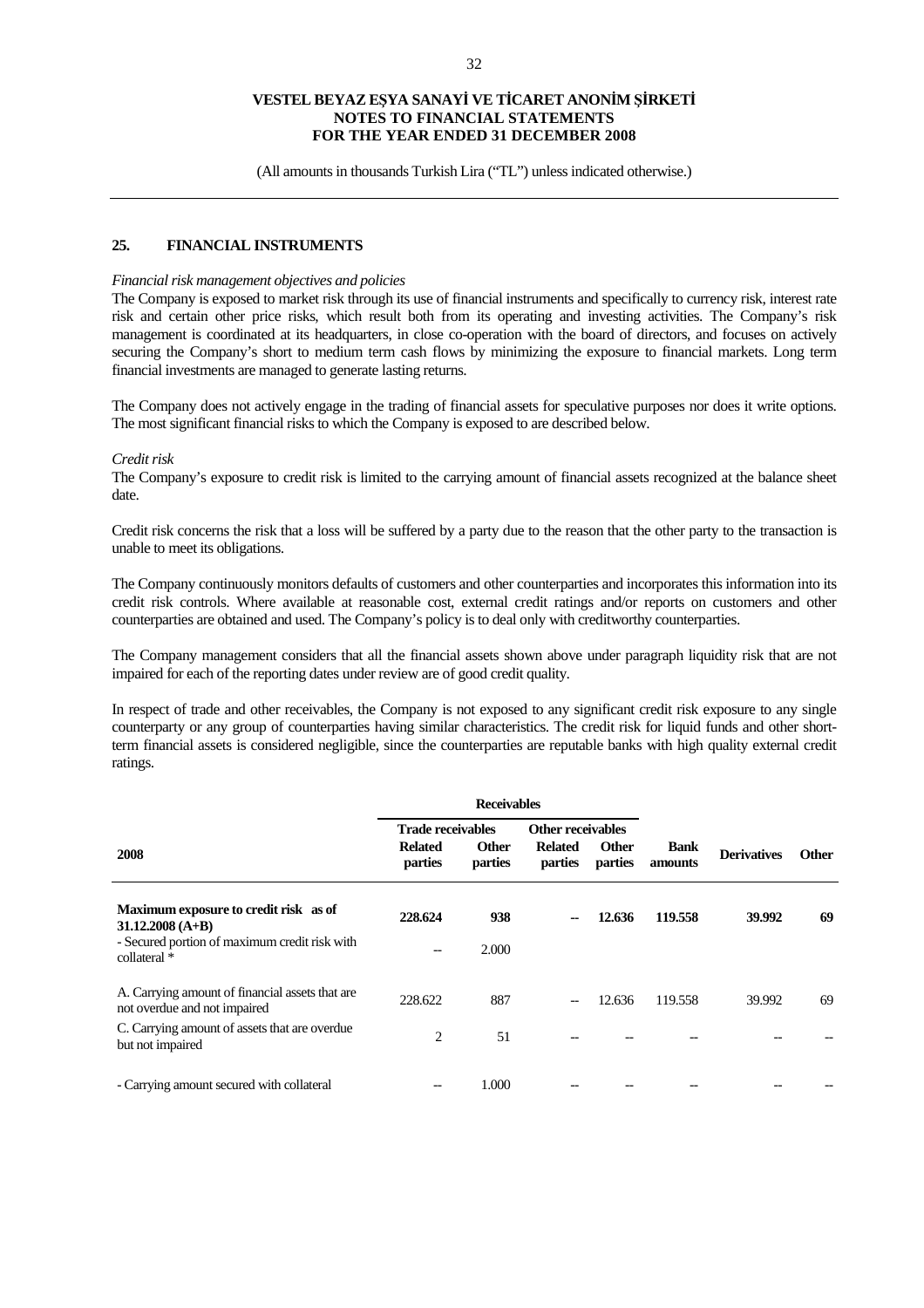**VESTEL BEYAZ EŞYA SANAYİ VE TİCARET ANONİM ŞİRKETİ**
**NOTES TO FINANCIAL STATEMENTS**
**FOR THE YEAR ENDED 31 DECEMBER 2008**

(All amounts in thousands Turkish Lira ("TL") unless indicated otherwise.)

## 25. FINANCIAL INSTRUMENTS

*Financial risk management objectives and policies*

The Company is exposed to market risk through its use of financial instruments and specifically to currency risk, interest rate risk and certain other price risks, which result both from its operating and investing activities. The Company's risk management is coordinated at its headquarters, in close co-operation with the board of directors, and focuses on actively securing the Company's short to medium term cash flows by minimizing the exposure to financial markets. Long term financial investments are managed to generate lasting returns.

The Company does not actively engage in the trading of financial assets for speculative purposes nor does it write options. The most significant financial risks to which the Company is exposed to are described below.

*Credit risk*

The Company's exposure to credit risk is limited to the carrying amount of financial assets recognized at the balance sheet date.

Credit risk concerns the risk that a loss will be suffered by a party due to the reason that the other party to the transaction is unable to meet its obligations.

The Company continuously monitors defaults of customers and other counterparties and incorporates this information into its credit risk controls. Where available at reasonable cost, external credit ratings and/or reports on customers and other counterparties are obtained and used. The Company's policy is to deal only with creditworthy counterparties.

The Company management considers that all the financial assets shown above under paragraph liquidity risk that are not impaired for each of the reporting dates under review are of good credit quality.

In respect of trade and other receivables, the Company is not exposed to any significant credit risk exposure to any single counterparty or any group of counterparties having similar characteristics. The credit risk for liquid funds and other short-term financial assets is considered negligible, since the counterparties are reputable banks with high quality external credit ratings.

| | Receivables | | | | | | |
|---|---|---|---|---|---|---|---|
| | Trade receivables | | Other receivables | | | | |
| **2008** | **Related parties** | **Other parties** | **Related parties** | **Other parties** | **Bank amounts** | **Derivatives** | **Other** |
| **Maximum exposure to credit risk as of 31.12.2008 (A+B)** | **228.624** | **938** | **--** | **12.636** | **119.558** | **39.992** | **69** |
| - Secured portion of maximum credit risk with collateral * | -- | 2.000 | | | | | |
| A. Carrying amount of financial assets that are not overdue and not impaired | 228.622 | 887 | -- | 12.636 | 119.558 | 39.992 | 69 |
| C. Carrying amount of assets that are overdue but not impaired | 2 | 51 | -- | -- | -- | -- | -- |
| - Carrying amount secured with collateral | -- | 1.000 | -- | -- | -- | -- | -- |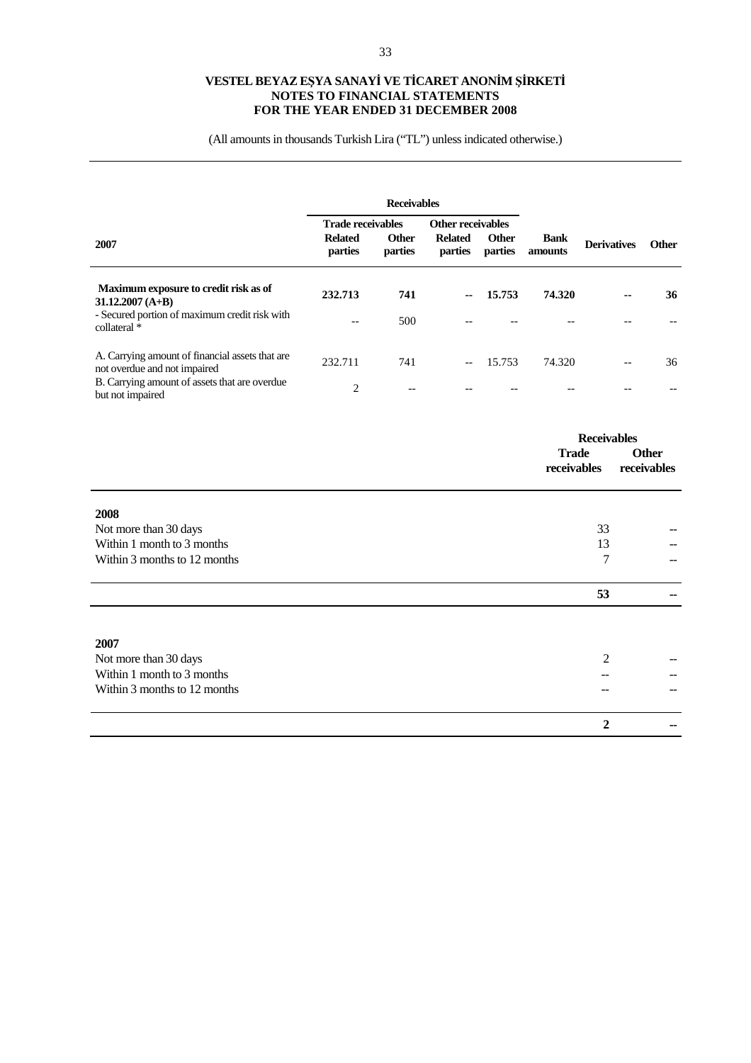VESTEL BEYAZ EŞYA SANAYİ VE TİCARET ANONİM ŞİRKETİ
NOTES TO FINANCIAL STATEMENTS
FOR THE YEAR ENDED 31 DECEMBER 2008

(All amounts in thousands Turkish Lira ("TL") unless indicated otherwise.)

| 2007 | Receivables | | | | | | |
|---|---|---|---|---|---|---|---|
| | Trade receivables | | Other receivables | | | | |
| | Related parties | Other parties | Related parties | Other parties | Bank amounts | Derivatives | Other |
| **Maximum exposure to credit risk as of 31.12.2007 (A+B)** | **232.713** | **741** | **--** | **15.753** | **74.320** | **--** | **36** |
| - Secured portion of maximum credit risk with collateral * | -- | 500 | -- | -- | -- | -- | -- |
| A. Carrying amount of financial assets that are not overdue and not impaired | 232.711 | 741 | -- | 15.753 | 74.320 | -- | 36 |
| B. Carrying amount of assets that are overdue but not impaired | 2 | -- | -- | -- | -- | -- | -- |

| | Receivables | |
|---|---|---|
| | Trade receivables | Other receivables |
| **2008** | | |
| Not more than 30 days | 33 | -- |
| Within 1 month to 3 months | 13 | -- |
| Within 3 months to 12 months | 7 | -- |
| | **53** | **--** |
| **2007** | | |
| Not more than 30 days | 2 | -- |
| Within 1 month to 3 months | -- | -- |
| Within 3 months to 12 months | -- | -- |
| | **2** | **--** |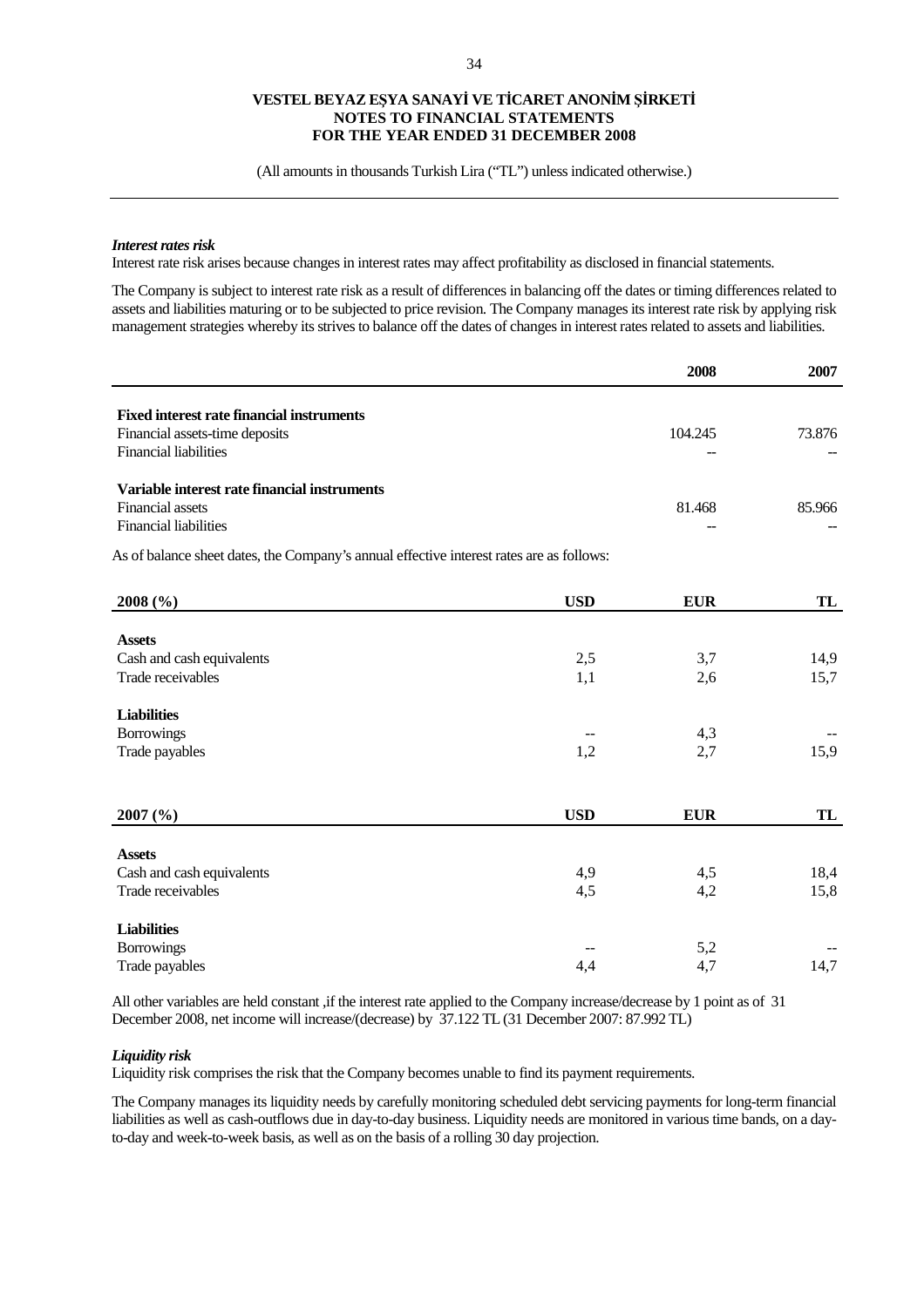# VESTEL BEYAZ EŞYA SANAYİ VE TİCARET ANONİM ŞİRKETİ
## NOTES TO FINANCIAL STATEMENTS
## FOR THE YEAR ENDED 31 DECEMBER 2008

(All amounts in thousands Turkish Lira ("TL") unless indicated otherwise.)

***Interest rates risk***

Interest rate risk arises because changes in interest rates may affect profitability as disclosed in financial statements.

The Company is subject to interest rate risk as a result of differences in balancing off the dates or timing differences related to assets and liabilities maturing or to be subjected to price revision. The Company manages its interest rate risk by applying risk management strategies whereby its strives to balance off the dates of changes in interest rates related to assets and liabilities.

| | 2008 | 2007 |
|---|---|---|
| **Fixed interest rate financial instruments** | | |
| Financial assets-time deposits | 104.245 | 73.876 |
| Financial liabilities | -- | -- |
| **Variable interest rate financial instruments** | | |
| Financial assets | 81.468 | 85.966 |
| Financial liabilities | -- | -- |

As of balance sheet dates, the Company's annual effective interest rates are as follows:

| 2008 (%) | USD | EUR | TL |
|---|---|---|---|
| **Assets** | | | |
| Cash and cash equivalents | 2,5 | 3,7 | 14,9 |
| Trade receivables | 1,1 | 2,6 | 15,7 |
| **Liabilities** | | | |
| Borrowings | -- | 4,3 | -- |
| Trade payables | 1,2 | 2,7 | 15,9 |

| 2007 (%) | USD | EUR | TL |
|---|---|---|---|
| **Assets** | | | |
| Cash and cash equivalents | 4,9 | 4,5 | 18,4 |
| Trade receivables | 4,5 | 4,2 | 15,8 |
| **Liabilities** | | | |
| Borrowings | -- | 5,2 | -- |
| Trade payables | 4,4 | 4,7 | 14,7 |

All other variables are held constant ,if the interest rate applied to the Company increase/decrease by 1 point as of 31 December 2008, net income will increase/(decrease) by 37.122 TL (31 December 2007: 87.992 TL)

***Liquidity risk***

Liquidity risk comprises the risk that the Company becomes unable to find its payment requirements.

The Company manages its liquidity needs by carefully monitoring scheduled debt servicing payments for long-term financial liabilities as well as cash-outflows due in day-to-day business. Liquidity needs are monitored in various time bands, on a day-to-day and week-to-week basis, as well as on the basis of a rolling 30 day projection.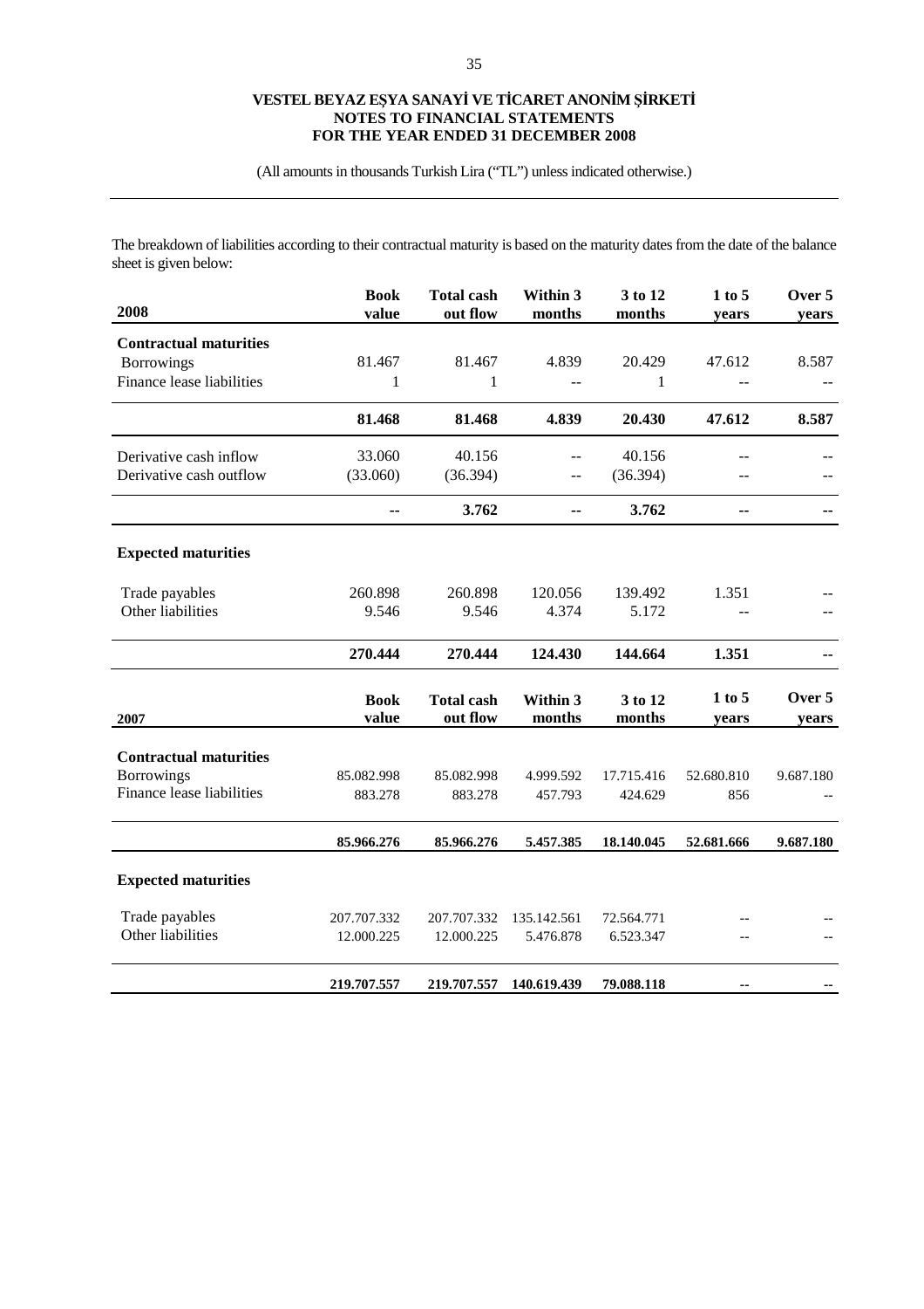**VESTEL BEYAZ EŞYA SANAYİ VE TİCARET ANONİM ŞİRKETİ**
**NOTES TO FINANCIAL STATEMENTS**
**FOR THE YEAR ENDED 31 DECEMBER 2008**

(All amounts in thousands Turkish Lira ("TL") unless indicated otherwise.)

The breakdown of liabilities according to their contractual maturity is based on the maturity dates from the date of the balance sheet is given below:

| 2008 | Book value | Total cash out flow | Within 3 months | 3 to 12 months | 1 to 5 years | Over 5 years |
|---|---|---|---|---|---|---|
| **Contractual maturities** | | | | | | |
| Borrowings | 81.467 | 81.467 | 4.839 | 20.429 | 47.612 | 8.587 |
| Finance lease liabilities | 1 | 1 | -- | 1 | -- | -- |
| | **81.468** | **81.468** | **4.839** | **20.430** | **47.612** | **8.587** |
| Derivative cash inflow | 33.060 | 40.156 | -- | 40.156 | -- | -- |
| Derivative cash outflow | (33.060) | (36.394) | -- | (36.394) | -- | -- |
| | **--** | **3.762** | **--** | **3.762** | **--** | **--** |
| **Expected maturities** | | | | | | |
| Trade payables | 260.898 | 260.898 | 120.056 | 139.492 | 1.351 | -- |
| Other liabilities | 9.546 | 9.546 | 4.374 | 5.172 | -- | -- |
| | **270.444** | **270.444** | **124.430** | **144.664** | **1.351** | **--** |

| 2007 | Book value | Total cash out flow | Within 3 months | 3 to 12 months | 1 to 5 years | Over 5 years |
|---|---|---|---|---|---|---|
| **Contractual maturities** | | | | | | |
| Borrowings | 85.082.998 | 85.082.998 | 4.999.592 | 17.715.416 | 52.680.810 | 9.687.180 |
| Finance lease liabilities | 883.278 | 883.278 | 457.793 | 424.629 | 856 | -- |
| | **85.966.276** | **85.966.276** | **5.457.385** | **18.140.045** | **52.681.666** | **9.687.180** |
| **Expected maturities** | | | | | | |
| Trade payables | 207.707.332 | 207.707.332 | 135.142.561 | 72.564.771 | -- | -- |
| Other liabilities | 12.000.225 | 12.000.225 | 5.476.878 | 6.523.347 | -- | -- |
| | **219.707.557** | **219.707.557** | **140.619.439** | **79.088.118** | **--** | **--** |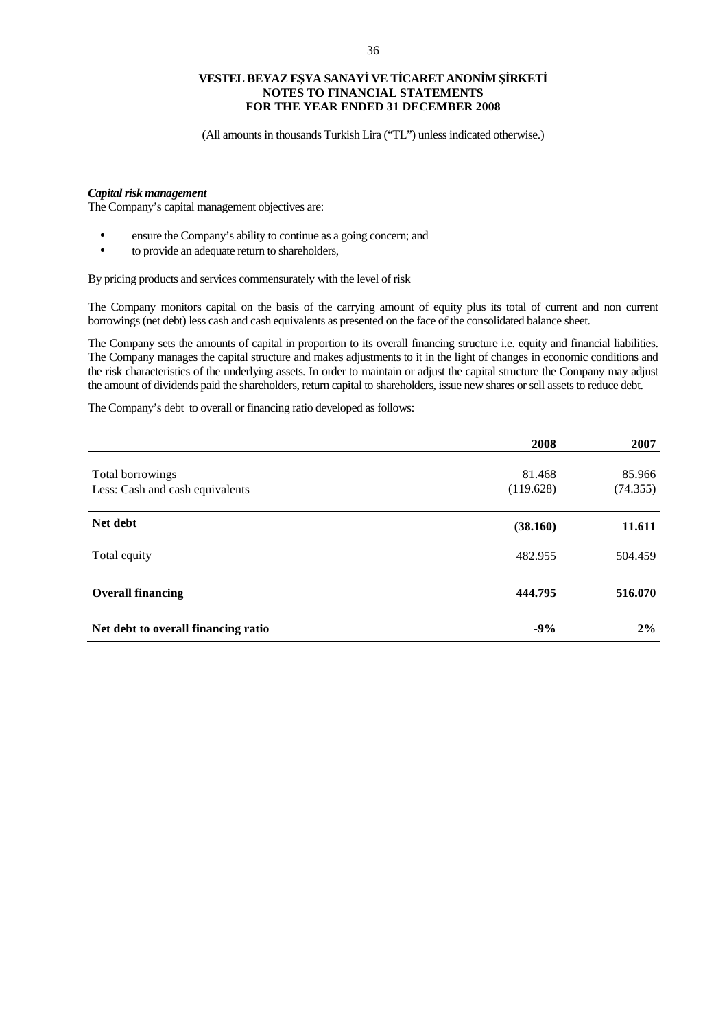***Capital risk management***

The Company's capital management objectives are:

- ensure the Company's ability to continue as a going concern; and
- to provide an adequate return to shareholders,

By pricing products and services commensurately with the level of risk

The Company monitors capital on the basis of the carrying amount of equity plus its total of current and non current borrowings (net debt) less cash and cash equivalents as presented on the face of the consolidated balance sheet.

The Company sets the amounts of capital in proportion to its overall financing structure i.e. equity and financial liabilities. The Company manages the capital structure and makes adjustments to it in the light of changes in economic conditions and the risk characteristics of the underlying assets. In order to maintain or adjust the capital structure the Company may adjust the amount of dividends paid the shareholders, return capital to shareholders, issue new shares or sell assets to reduce debt.

The Company's debt to overall or financing ratio developed as follows:

| | 2008 | 2007 |
|---|---|---|
| Total borrowings | 81.468 | 85.966 |
| Less: Cash and cash equivalents | (119.628) | (74.355) |
| **Net debt** | **(38.160)** | **11.611** |
| Total equity | 482.955 | 504.459 |
| **Overall financing** | **444.795** | **516.070** |
| **Net debt to overall financing ratio** | **-9%** | **2%** |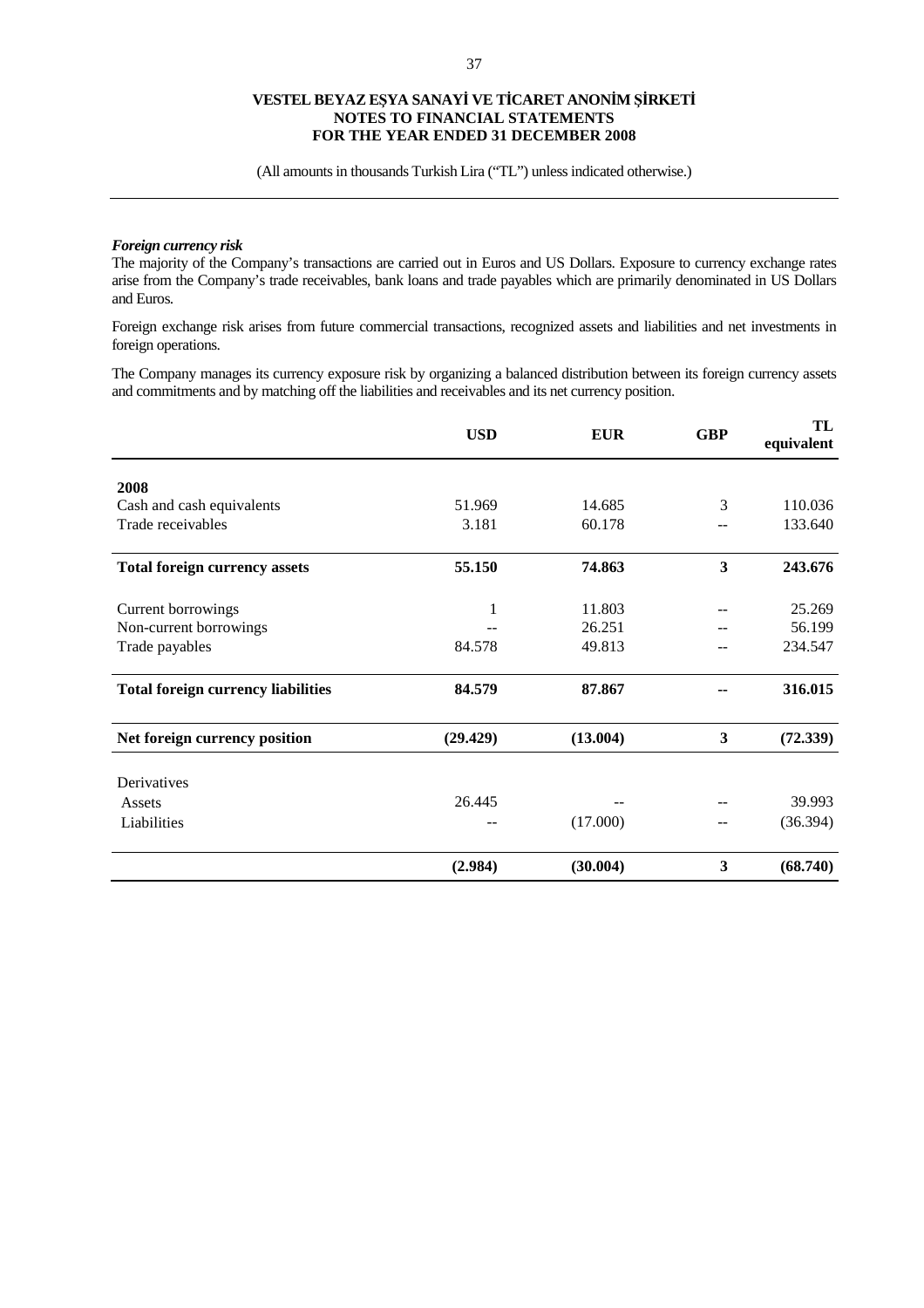**VESTEL BEYAZ EŞYA SANAYİ VE TİCARET ANONİM ŞİRKETİ**
**NOTES TO FINANCIAL STATEMENTS**
**FOR THE YEAR ENDED 31 DECEMBER 2008**

(All amounts in thousands Turkish Lira ("TL") unless indicated otherwise.)

***Foreign currency risk***

The majority of the Company's transactions are carried out in Euros and US Dollars. Exposure to currency exchange rates arise from the Company's trade receivables, bank loans and trade payables which are primarily denominated in US Dollars and Euros.

Foreign exchange risk arises from future commercial transactions, recognized assets and liabilities and net investments in foreign operations.

The Company manages its currency exposure risk by organizing a balanced distribution between its foreign currency assets and commitments and by matching off the liabilities and receivables and its net currency position.

| | **USD** | **EUR** | **GBP** | **TL equivalent** |
|---|---|---|---|---|
| **2008** | | | | |
| Cash and cash equivalents | 51.969 | 14.685 | 3 | 110.036 |
| Trade receivables | 3.181 | 60.178 | -- | 133.640 |
| **Total foreign currency assets** | **55.150** | **74.863** | **3** | **243.676** |
| Current borrowings | 1 | 11.803 | -- | 25.269 |
| Non-current borrowings | -- | 26.251 | -- | 56.199 |
| Trade payables | 84.578 | 49.813 | -- | 234.547 |
| **Total foreign currency liabilities** | **84.579** | **87.867** | **--** | **316.015** |
| **Net foreign currency position** | **(29.429)** | **(13.004)** | **3** | **(72.339)** |
| Derivatives | | | | |
| Assets | 26.445 | -- | -- | 39.993 |
| Liabilities | -- | (17.000) | -- | (36.394) |
| | **(2.984)** | **(30.004)** | **3** | **(68.740)** |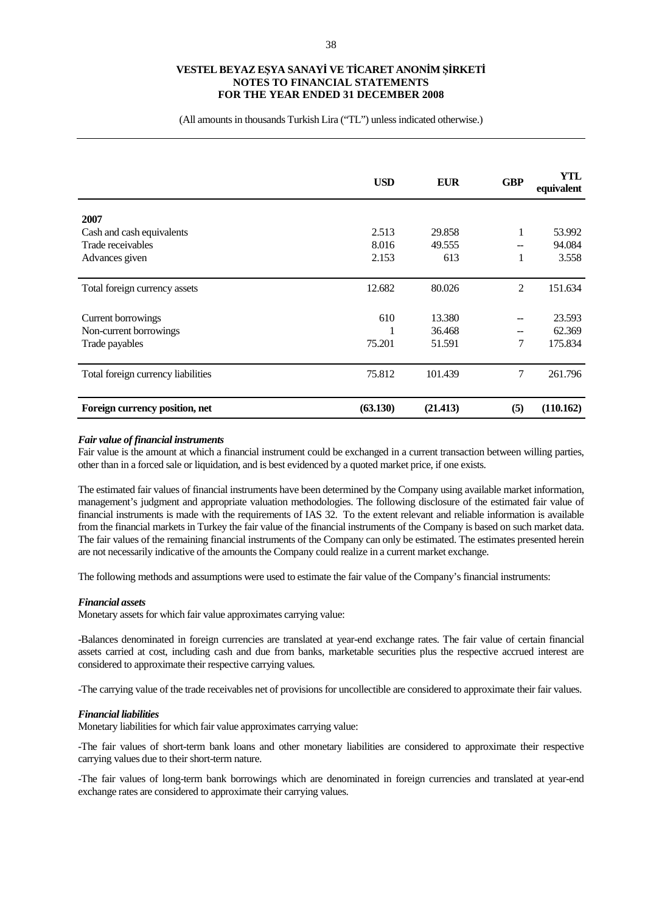**VESTEL BEYAZ EŞYA SANAYİ VE TİCARET ANONİM ŞİRKETİ**
**NOTES TO FINANCIAL STATEMENTS**
**FOR THE YEAR ENDED 31 DECEMBER 2008**

(All amounts in thousands Turkish Lira ("TL") unless indicated otherwise.)

| | USD | EUR | GBP | YTL equivalent |
|---|---|---|---|---|
| **2007** | | | | |
| Cash and cash equivalents | 2.513 | 29.858 | 1 | 53.992 |
| Trade receivables | 8.016 | 49.555 | -- | 94.084 |
| Advances given | 2.153 | 613 | 1 | 3.558 |
| Total foreign currency assets | 12.682 | 80.026 | 2 | 151.634 |
| Current borrowings | 610 | 13.380 | -- | 23.593 |
| Non-current borrowings | 1 | 36.468 | -- | 62.369 |
| Trade payables | 75.201 | 51.591 | 7 | 175.834 |
| Total foreign currency liabilities | 75.812 | 101.439 | 7 | 261.796 |
| **Foreign currency position, net** | **(63.130)** | **(21.413)** | **(5)** | **(110.162)** |

***Fair value of financial instruments***

Fair value is the amount at which a financial instrument could be exchanged in a current transaction between willing parties, other than in a forced sale or liquidation, and is best evidenced by a quoted market price, if one exists.

The estimated fair values of financial instruments have been determined by the Company using available market information, management's judgment and appropriate valuation methodologies. The following disclosure of the estimated fair value of financial instruments is made with the requirements of IAS 32. To the extent relevant and reliable information is available from the financial markets in Turkey the fair value of the financial instruments of the Company is based on such market data. The fair values of the remaining financial instruments of the Company can only be estimated. The estimates presented herein are not necessarily indicative of the amounts the Company could realize in a current market exchange.

The following methods and assumptions were used to estimate the fair value of the Company's financial instruments:

***Financial assets***

Monetary assets for which fair value approximates carrying value:

-Balances denominated in foreign currencies are translated at year-end exchange rates. The fair value of certain financial assets carried at cost, including cash and due from banks, marketable securities plus the respective accrued interest are considered to approximate their respective carrying values.

-The carrying value of the trade receivables net of provisions for uncollectible are considered to approximate their fair values.

***Financial liabilities***

Monetary liabilities for which fair value approximates carrying value:

-The fair values of short-term bank loans and other monetary liabilities are considered to approximate their respective carrying values due to their short-term nature.

-The fair values of long-term bank borrowings which are denominated in foreign currencies and translated at year-end exchange rates are considered to approximate their carrying values.